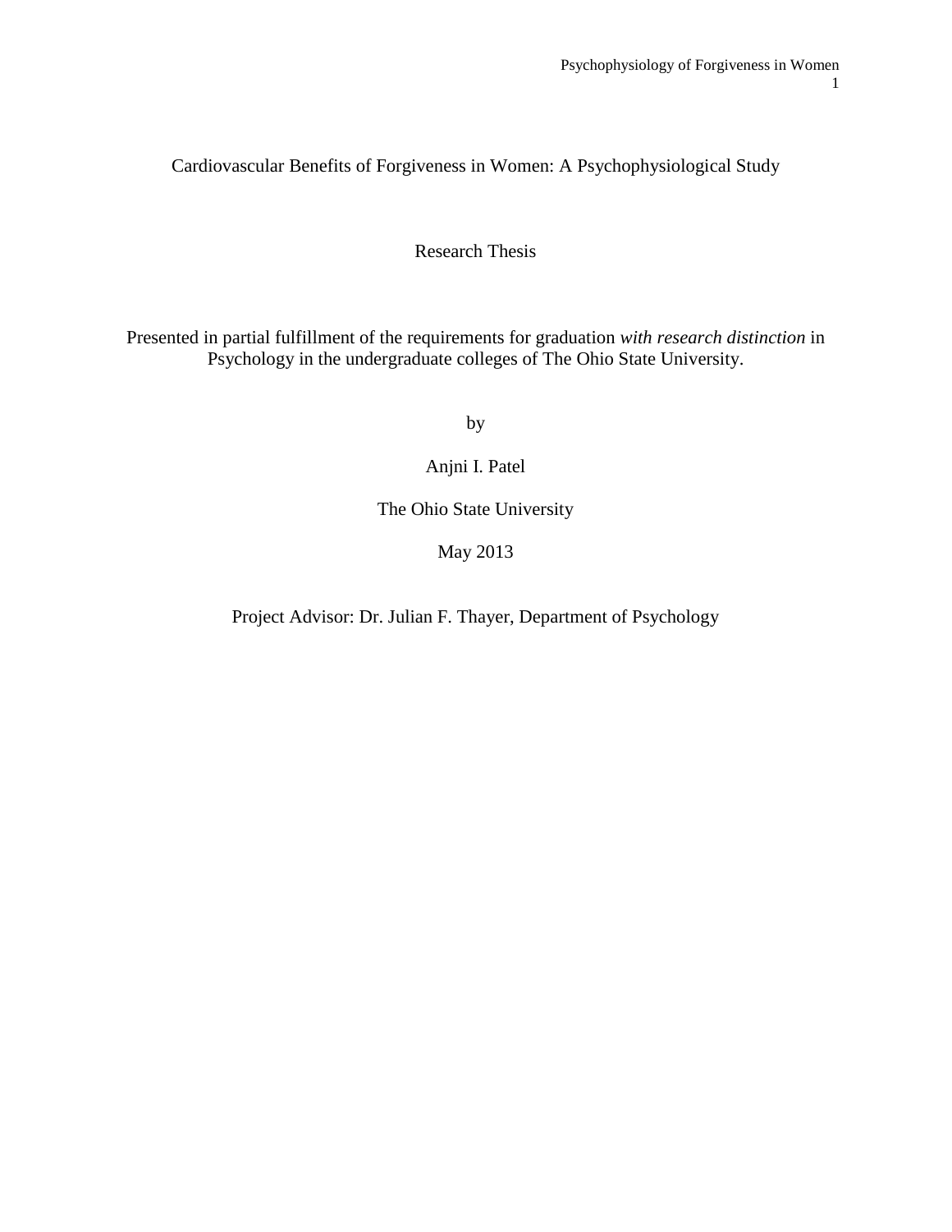# Cardiovascular Benefits of Forgiveness in Women: A Psychophysiological Study

Research Thesis

Presented in partial fulfillment of the requirements for graduation *with research distinction* in Psychology in the undergraduate colleges of The Ohio State University.

by

Anjni I. Patel

The Ohio State University

May 2013

Project Advisor: Dr. Julian F. Thayer, Department of Psychology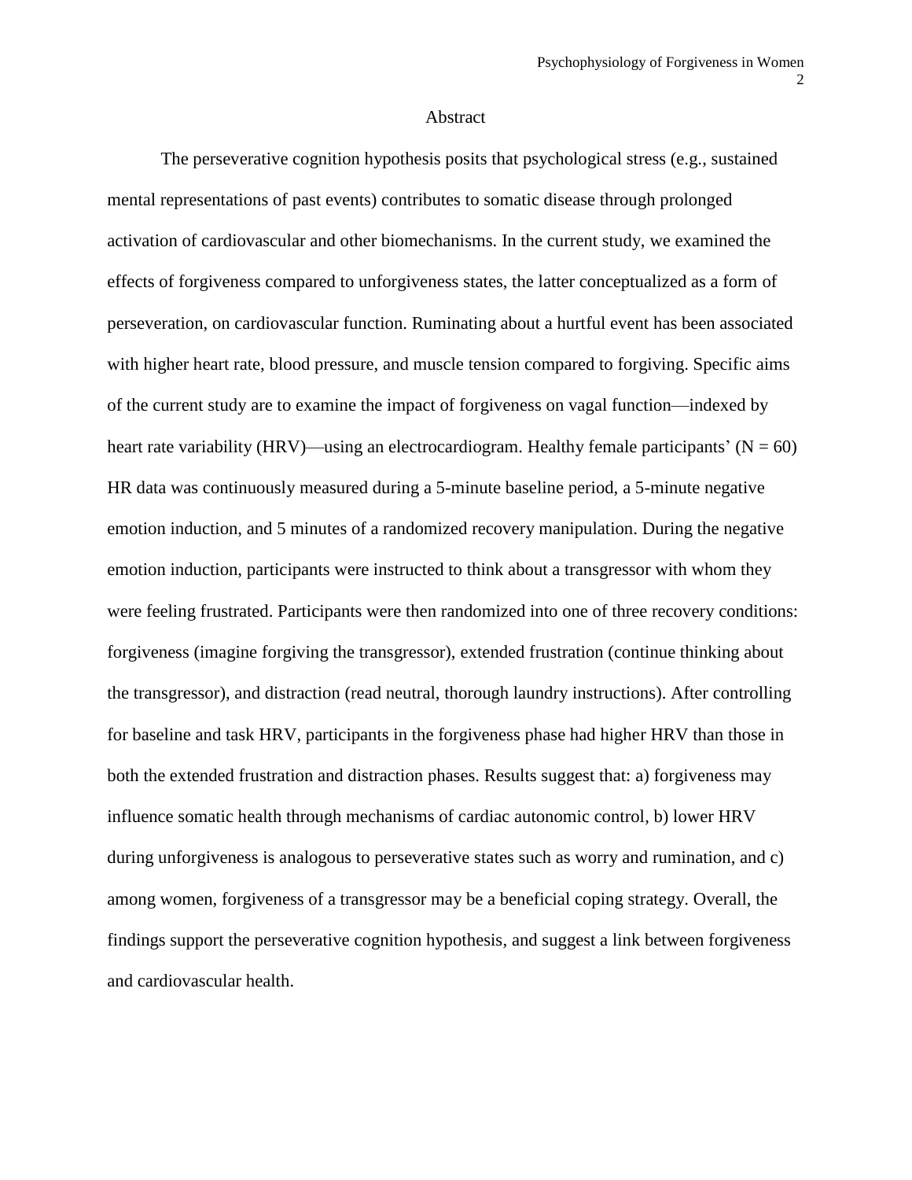# Abstract

The perseverative cognition hypothesis posits that psychological stress (e.g., sustained mental representations of past events) contributes to somatic disease through prolonged activation of cardiovascular and other biomechanisms. In the current study, we examined the effects of forgiveness compared to unforgiveness states, the latter conceptualized as a form of perseveration, on cardiovascular function. Ruminating about a hurtful event has been associated with higher heart rate, blood pressure, and muscle tension compared to forgiving. Specific aims of the current study are to examine the impact of forgiveness on vagal function—indexed by heart rate variability (HRV)—using an electrocardiogram. Healthy female participants' ($N = 60$) HR data was continuously measured during a 5-minute baseline period, a 5-minute negative emotion induction, and 5 minutes of a randomized recovery manipulation. During the negative emotion induction, participants were instructed to think about a transgressor with whom they were feeling frustrated. Participants were then randomized into one of three recovery conditions: forgiveness (imagine forgiving the transgressor), extended frustration (continue thinking about the transgressor), and distraction (read neutral, thorough laundry instructions). After controlling for baseline and task HRV, participants in the forgiveness phase had higher HRV than those in both the extended frustration and distraction phases. Results suggest that: a) forgiveness may influence somatic health through mechanisms of cardiac autonomic control, b) lower HRV during unforgiveness is analogous to perseverative states such as worry and rumination, and c) among women, forgiveness of a transgressor may be a beneficial coping strategy. Overall, the findings support the perseverative cognition hypothesis, and suggest a link between forgiveness and cardiovascular health.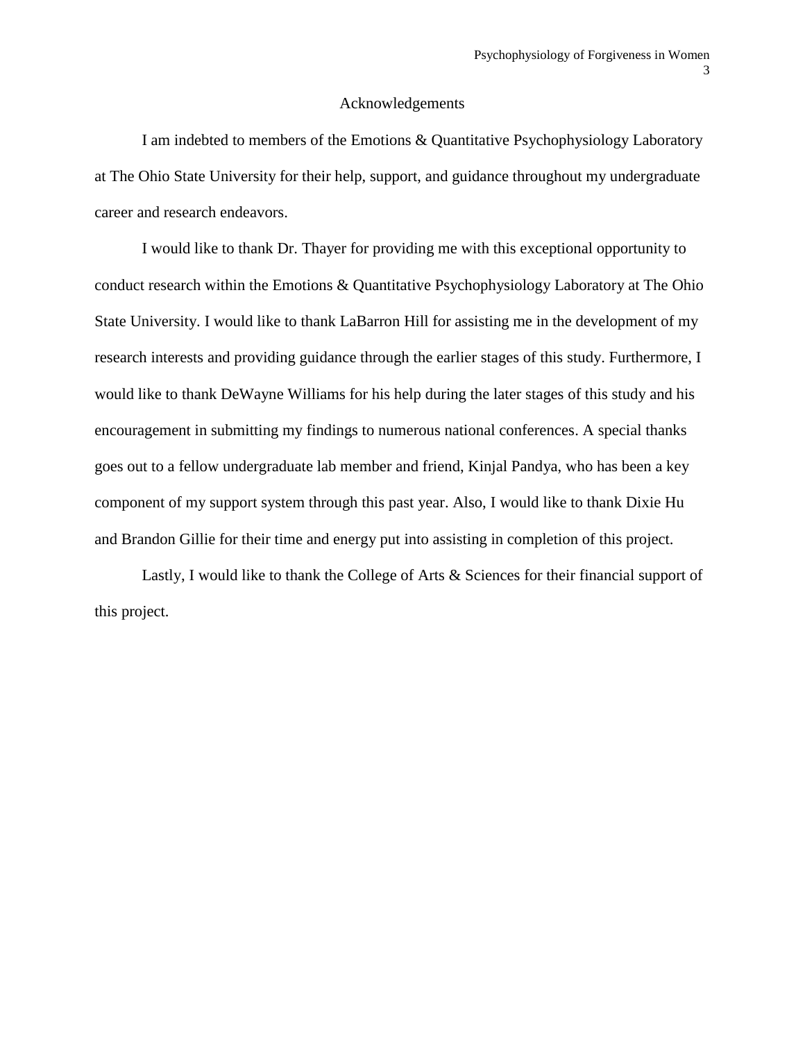# Acknowledgements

I am indebted to members of the Emotions & Quantitative Psychophysiology Laboratory at The Ohio State University for their help, support, and guidance throughout my undergraduate career and research endeavors.

I would like to thank Dr. Thayer for providing me with this exceptional opportunity to conduct research within the Emotions & Quantitative Psychophysiology Laboratory at The Ohio State University. I would like to thank LaBarron Hill for assisting me in the development of my research interests and providing guidance through the earlier stages of this study. Furthermore, I would like to thank DeWayne Williams for his help during the later stages of this study and his encouragement in submitting my findings to numerous national conferences. A special thanks goes out to a fellow undergraduate lab member and friend, Kinjal Pandya, who has been a key component of my support system through this past year. Also, I would like to thank Dixie Hu and Brandon Gillie for their time and energy put into assisting in completion of this project.

Lastly, I would like to thank the College of Arts & Sciences for their financial support of this project.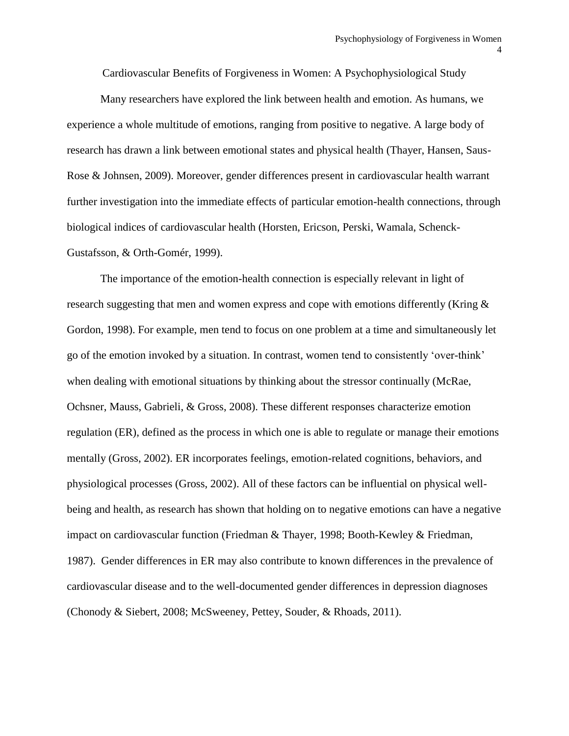# Cardiovascular Benefits of Forgiveness in Women: A Psychophysiological Study

Many researchers have explored the link between health and emotion. As humans, we experience a whole multitude of emotions, ranging from positive to negative. A large body of research has drawn a link between emotional states and physical health (Thayer, Hansen, Saus-Rose & Johnsen, 2009). Moreover, gender differences present in cardiovascular health warrant further investigation into the immediate effects of particular emotion-health connections, through biological indices of cardiovascular health (Horsten, Ericson, Perski, Wamala, Schenck-Gustafsson, & Orth-Gomér, 1999).

The importance of the emotion-health connection is especially relevant in light of research suggesting that men and women express and cope with emotions differently (Kring & Gordon, 1998). For example, men tend to focus on one problem at a time and simultaneously let go of the emotion invoked by a situation. In contrast, women tend to consistently 'over-think' when dealing with emotional situations by thinking about the stressor continually (McRae, Ochsner, Mauss, Gabrieli, & Gross, 2008). These different responses characterize emotion regulation (ER), defined as the process in which one is able to regulate or manage their emotions mentally (Gross, 2002). ER incorporates feelings, emotion-related cognitions, behaviors, and physiological processes (Gross, 2002). All of these factors can be influential on physical well-being and health, as research has shown that holding on to negative emotions can have a negative impact on cardiovascular function (Friedman & Thayer, 1998; Booth-Kewley & Friedman, 1987). Gender differences in ER may also contribute to known differences in the prevalence of cardiovascular disease and to the well-documented gender differences in depression diagnoses (Chonody & Siebert, 2008; McSweeney, Pettey, Souder, & Rhoads, 2011).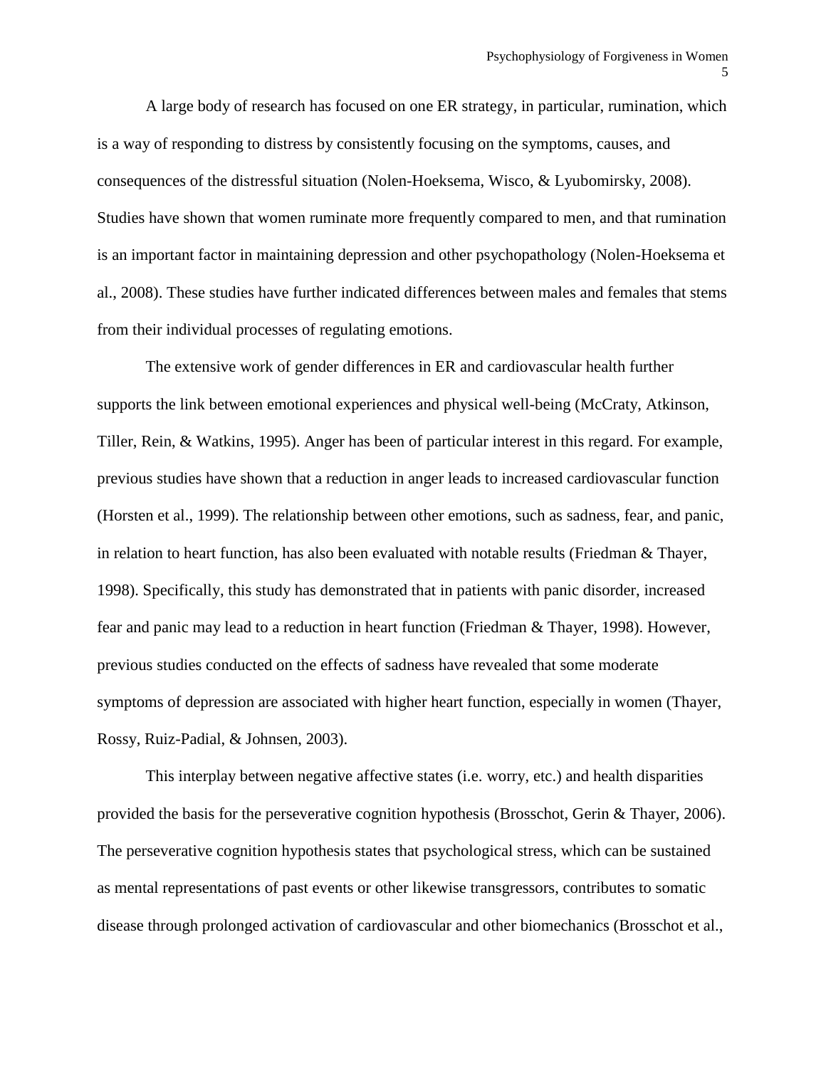A large body of research has focused on one ER strategy, in particular, rumination, which is a way of responding to distress by consistently focusing on the symptoms, causes, and consequences of the distressful situation (Nolen-Hoeksema, Wisco, & Lyubomirsky, 2008). Studies have shown that women ruminate more frequently compared to men, and that rumination is an important factor in maintaining depression and other psychopathology (Nolen-Hoeksema et al., 2008). These studies have further indicated differences between males and females that stems from their individual processes of regulating emotions.

The extensive work of gender differences in ER and cardiovascular health further supports the link between emotional experiences and physical well-being (McCraty, Atkinson, Tiller, Rein, & Watkins, 1995). Anger has been of particular interest in this regard. For example, previous studies have shown that a reduction in anger leads to increased cardiovascular function (Horsten et al., 1999). The relationship between other emotions, such as sadness, fear, and panic, in relation to heart function, has also been evaluated with notable results (Friedman & Thayer, 1998). Specifically, this study has demonstrated that in patients with panic disorder, increased fear and panic may lead to a reduction in heart function (Friedman & Thayer, 1998). However, previous studies conducted on the effects of sadness have revealed that some moderate symptoms of depression are associated with higher heart function, especially in women (Thayer, Rossy, Ruiz-Padial, & Johnsen, 2003).

This interplay between negative affective states (i.e. worry, etc.) and health disparities provided the basis for the perseverative cognition hypothesis (Brosschot, Gerin & Thayer, 2006). The perseverative cognition hypothesis states that psychological stress, which can be sustained as mental representations of past events or other likewise transgressors, contributes to somatic disease through prolonged activation of cardiovascular and other biomechanics (Brosschot et al.,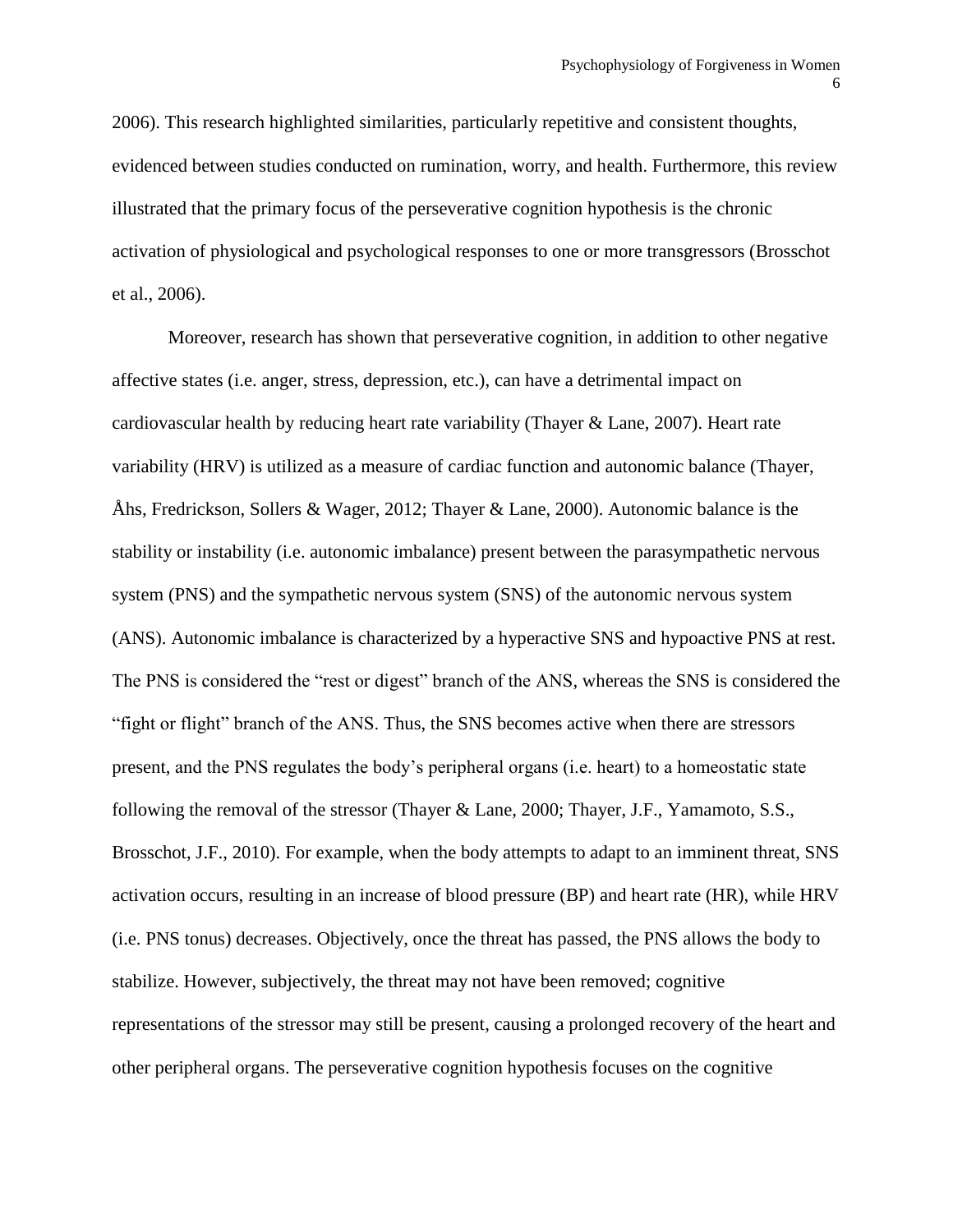2006). This research highlighted similarities, particularly repetitive and consistent thoughts, evidenced between studies conducted on rumination, worry, and health. Furthermore, this review illustrated that the primary focus of the perseverative cognition hypothesis is the chronic activation of physiological and psychological responses to one or more transgressors (Brosschot et al., 2006).

Moreover, research has shown that perseverative cognition, in addition to other negative affective states (i.e. anger, stress, depression, etc.), can have a detrimental impact on cardiovascular health by reducing heart rate variability (Thayer & Lane, 2007). Heart rate variability (HRV) is utilized as a measure of cardiac function and autonomic balance (Thayer, Åhs, Fredrickson, Sollers & Wager, 2012; Thayer & Lane, 2000). Autonomic balance is the stability or instability (i.e. autonomic imbalance) present between the parasympathetic nervous system (PNS) and the sympathetic nervous system (SNS) of the autonomic nervous system (ANS). Autonomic imbalance is characterized by a hyperactive SNS and hypoactive PNS at rest. The PNS is considered the "rest or digest" branch of the ANS, whereas the SNS is considered the "fight or flight" branch of the ANS. Thus, the SNS becomes active when there are stressors present, and the PNS regulates the body's peripheral organs (i.e. heart) to a homeostatic state following the removal of the stressor (Thayer & Lane, 2000; Thayer, J.F., Yamamoto, S.S., Brosschot, J.F., 2010). For example, when the body attempts to adapt to an imminent threat, SNS activation occurs, resulting in an increase of blood pressure (BP) and heart rate (HR), while HRV (i.e. PNS tonus) decreases. Objectively, once the threat has passed, the PNS allows the body to stabilize. However, subjectively, the threat may not have been removed; cognitive representations of the stressor may still be present, causing a prolonged recovery of the heart and other peripheral organs. The perseverative cognition hypothesis focuses on the cognitive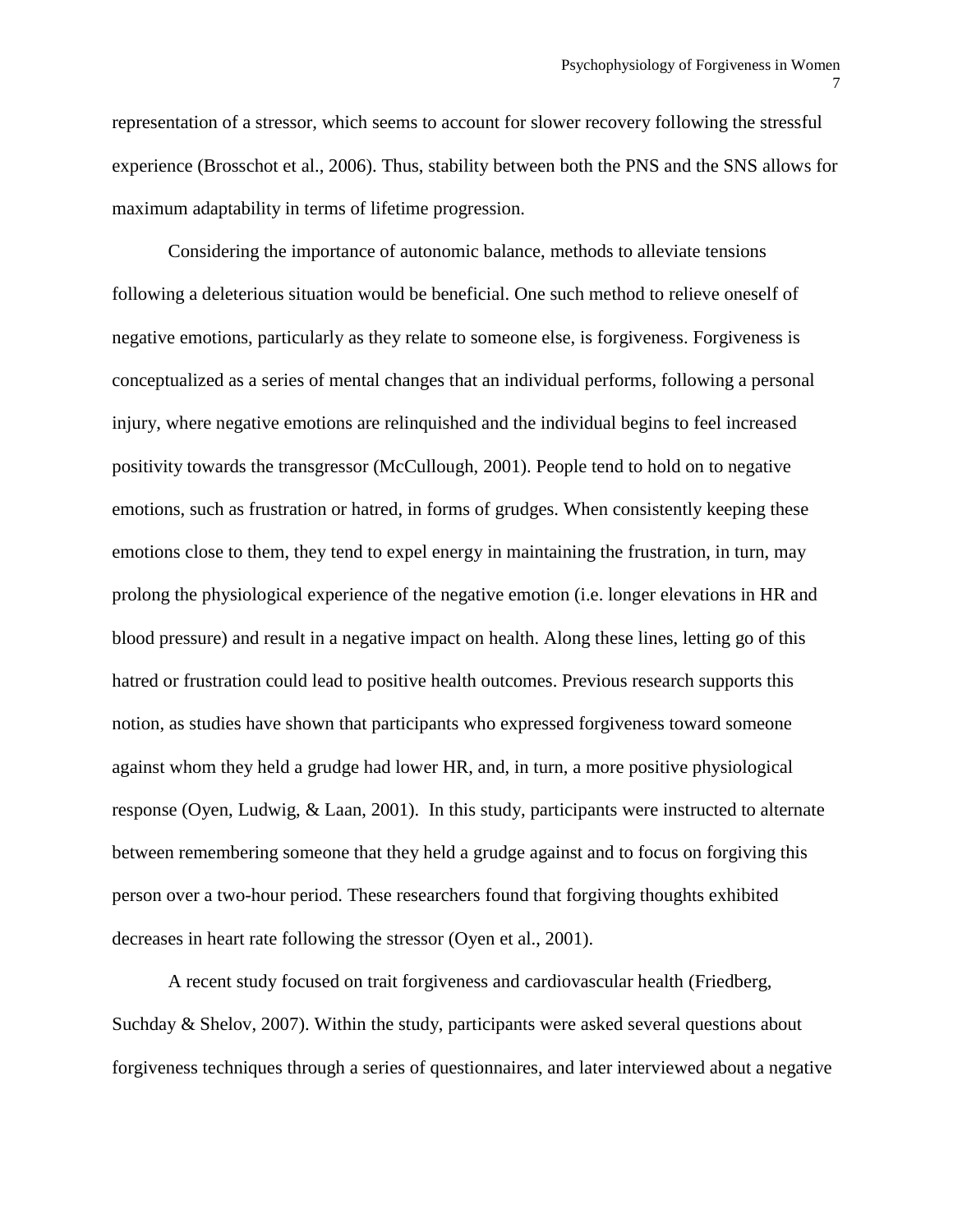representation of a stressor, which seems to account for slower recovery following the stressful experience (Brosschot et al., 2006). Thus, stability between both the PNS and the SNS allows for maximum adaptability in terms of lifetime progression.

Considering the importance of autonomic balance, methods to alleviate tensions following a deleterious situation would be beneficial. One such method to relieve oneself of negative emotions, particularly as they relate to someone else, is forgiveness. Forgiveness is conceptualized as a series of mental changes that an individual performs, following a personal injury, where negative emotions are relinquished and the individual begins to feel increased positivity towards the transgressor (McCullough, 2001). People tend to hold on to negative emotions, such as frustration or hatred, in forms of grudges. When consistently keeping these emotions close to them, they tend to expel energy in maintaining the frustration, in turn, may prolong the physiological experience of the negative emotion (i.e. longer elevations in HR and blood pressure) and result in a negative impact on health. Along these lines, letting go of this hatred or frustration could lead to positive health outcomes. Previous research supports this notion, as studies have shown that participants who expressed forgiveness toward someone against whom they held a grudge had lower HR, and, in turn, a more positive physiological response (Oyen, Ludwig, & Laan, 2001). In this study, participants were instructed to alternate between remembering someone that they held a grudge against and to focus on forgiving this person over a two-hour period. These researchers found that forgiving thoughts exhibited decreases in heart rate following the stressor (Oyen et al., 2001).

A recent study focused on trait forgiveness and cardiovascular health (Friedberg, Suchday & Shelov, 2007). Within the study, participants were asked several questions about forgiveness techniques through a series of questionnaires, and later interviewed about a negative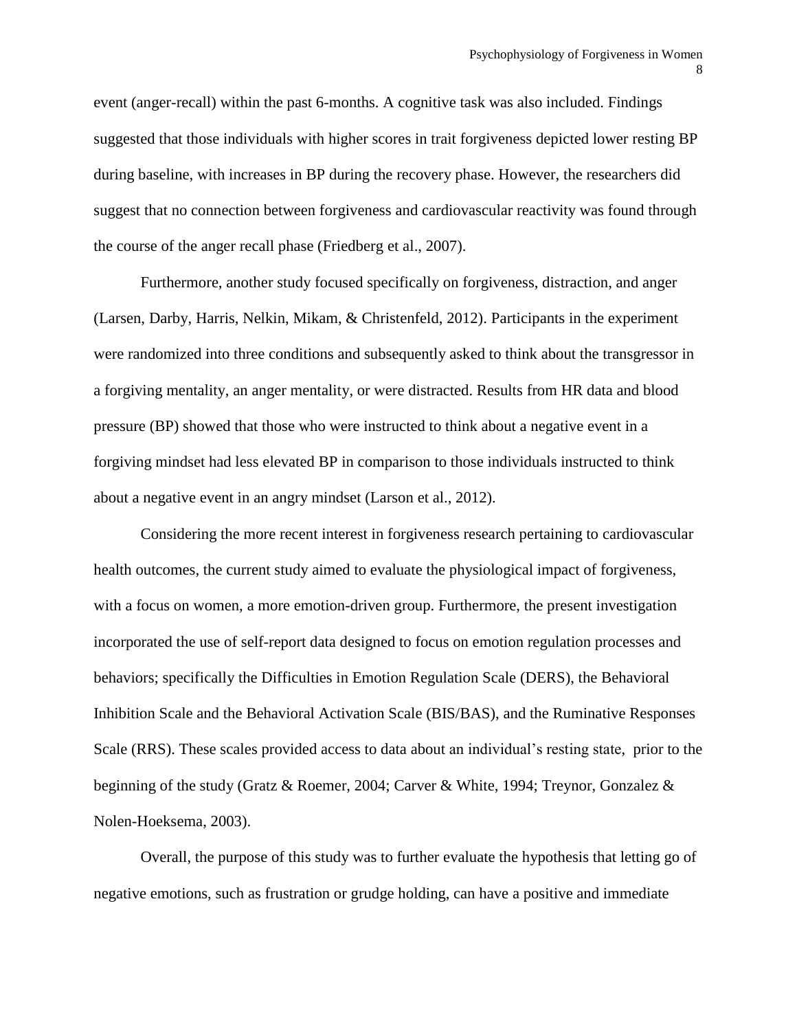event (anger-recall) within the past 6-months. A cognitive task was also included. Findings suggested that those individuals with higher scores in trait forgiveness depicted lower resting BP during baseline, with increases in BP during the recovery phase. However, the researchers did suggest that no connection between forgiveness and cardiovascular reactivity was found through the course of the anger recall phase (Friedberg et al., 2007).

Furthermore, another study focused specifically on forgiveness, distraction, and anger (Larsen, Darby, Harris, Nelkin, Mikam, & Christenfeld, 2012). Participants in the experiment were randomized into three conditions and subsequently asked to think about the transgressor in a forgiving mentality, an anger mentality, or were distracted. Results from HR data and blood pressure (BP) showed that those who were instructed to think about a negative event in a forgiving mindset had less elevated BP in comparison to those individuals instructed to think about a negative event in an angry mindset (Larson et al., 2012).

Considering the more recent interest in forgiveness research pertaining to cardiovascular health outcomes, the current study aimed to evaluate the physiological impact of forgiveness, with a focus on women, a more emotion-driven group. Furthermore, the present investigation incorporated the use of self-report data designed to focus on emotion regulation processes and behaviors; specifically the Difficulties in Emotion Regulation Scale (DERS), the Behavioral Inhibition Scale and the Behavioral Activation Scale (BIS/BAS), and the Ruminative Responses Scale (RRS). These scales provided access to data about an individual's resting state, prior to the beginning of the study (Gratz & Roemer, 2004; Carver & White, 1994; Treynor, Gonzalez & Nolen-Hoeksema, 2003).

Overall, the purpose of this study was to further evaluate the hypothesis that letting go of negative emotions, such as frustration or grudge holding, can have a positive and immediate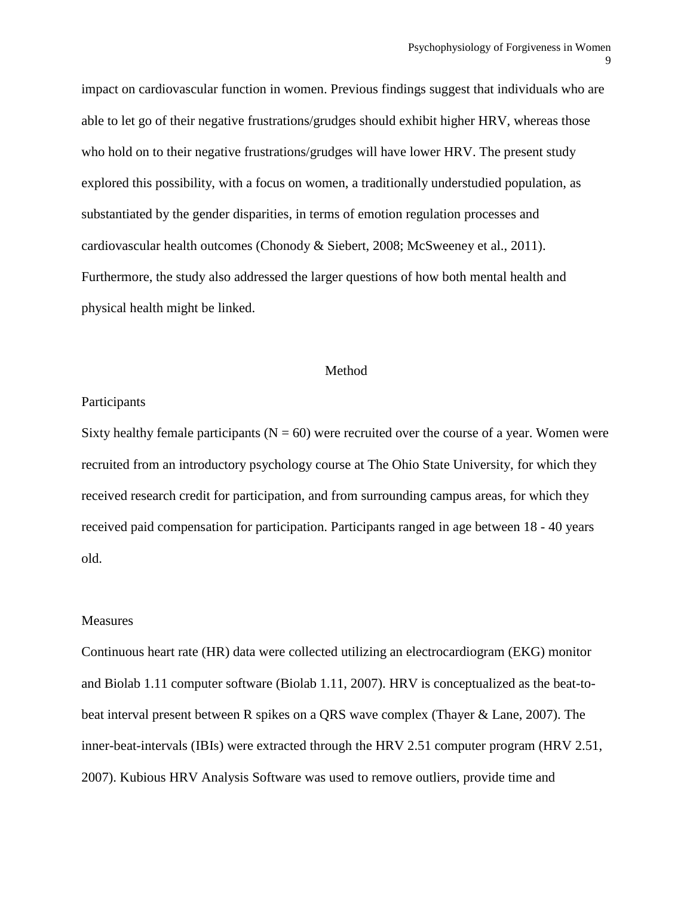impact on cardiovascular function in women. Previous findings suggest that individuals who are able to let go of their negative frustrations/grudges should exhibit higher HRV, whereas those who hold on to their negative frustrations/grudges will have lower HRV. The present study explored this possibility, with a focus on women, a traditionally understudied population, as substantiated by the gender disparities, in terms of emotion regulation processes and cardiovascular health outcomes (Chonody & Siebert, 2008; McSweeney et al., 2011). Furthermore, the study also addressed the larger questions of how both mental health and physical health might be linked.

## Method

### Participants

Sixty healthy female participants (N = 60) were recruited over the course of a year. Women were recruited from an introductory psychology course at The Ohio State University, for which they received research credit for participation, and from surrounding campus areas, for which they received paid compensation for participation. Participants ranged in age between 18 - 40 years old.

### Measures

Continuous heart rate (HR) data were collected utilizing an electrocardiogram (EKG) monitor and Biolab 1.11 computer software (Biolab 1.11, 2007). HRV is conceptualized as the beat-to-beat interval present between R spikes on a QRS wave complex (Thayer & Lane, 2007). The inner-beat-intervals (IBIs) were extracted through the HRV 2.51 computer program (HRV 2.51, 2007). Kubious HRV Analysis Software was used to remove outliers, provide time and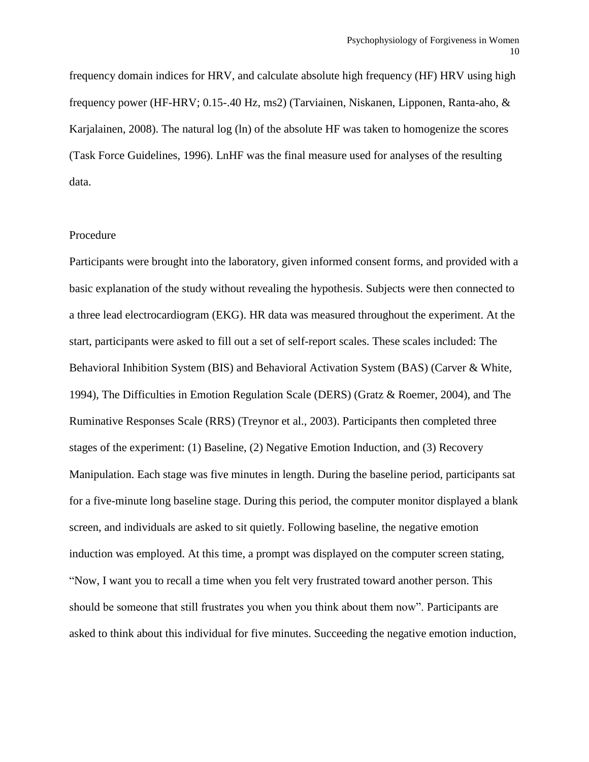frequency domain indices for HRV, and calculate absolute high frequency (HF) HRV using high frequency power (HF-HRV; 0.15-.40 Hz, ms2) (Tarviainen, Niskanen, Lipponen, Ranta-aho, & Karjalainen, 2008). The natural log (ln) of the absolute HF was taken to homogenize the scores (Task Force Guidelines, 1996). LnHF was the final measure used for analyses of the resulting data.

## Procedure

Participants were brought into the laboratory, given informed consent forms, and provided with a basic explanation of the study without revealing the hypothesis. Subjects were then connected to a three lead electrocardiogram (EKG). HR data was measured throughout the experiment. At the start, participants were asked to fill out a set of self-report scales. These scales included: The Behavioral Inhibition System (BIS) and Behavioral Activation System (BAS) (Carver & White, 1994), The Difficulties in Emotion Regulation Scale (DERS) (Gratz & Roemer, 2004), and The Ruminative Responses Scale (RRS) (Treynor et al., 2003). Participants then completed three stages of the experiment: (1) Baseline, (2) Negative Emotion Induction, and (3) Recovery Manipulation. Each stage was five minutes in length. During the baseline period, participants sat for a five-minute long baseline stage. During this period, the computer monitor displayed a blank screen, and individuals are asked to sit quietly. Following baseline, the negative emotion induction was employed. At this time, a prompt was displayed on the computer screen stating, "Now, I want you to recall a time when you felt very frustrated toward another person. This should be someone that still frustrates you when you think about them now". Participants are asked to think about this individual for five minutes. Succeeding the negative emotion induction,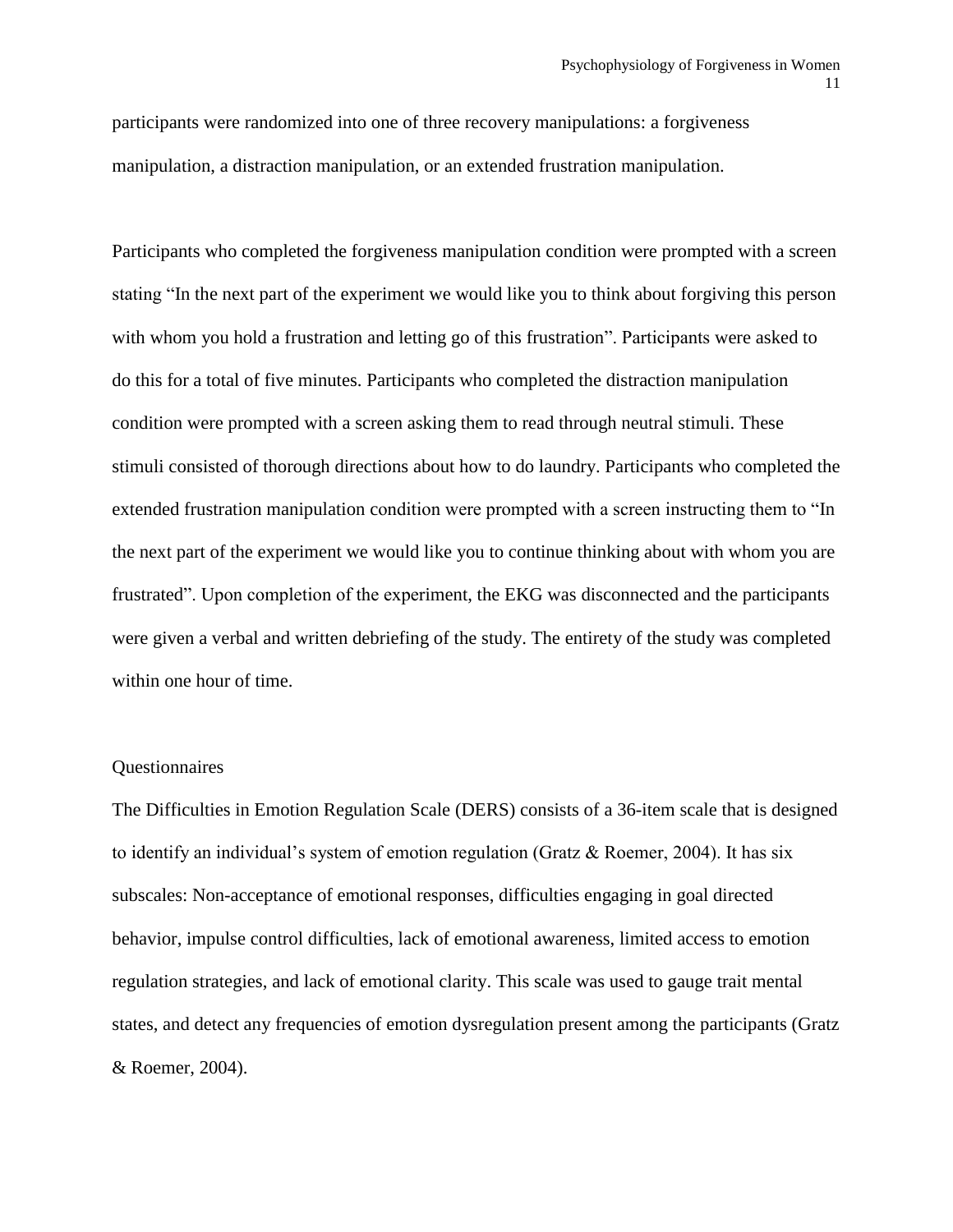participants were randomized into one of three recovery manipulations: a forgiveness manipulation, a distraction manipulation, or an extended frustration manipulation.

Participants who completed the forgiveness manipulation condition were prompted with a screen stating "In the next part of the experiment we would like you to think about forgiving this person with whom you hold a frustration and letting go of this frustration". Participants were asked to do this for a total of five minutes. Participants who completed the distraction manipulation condition were prompted with a screen asking them to read through neutral stimuli. These stimuli consisted of thorough directions about how to do laundry. Participants who completed the extended frustration manipulation condition were prompted with a screen instructing them to "In the next part of the experiment we would like you to continue thinking about with whom you are frustrated". Upon completion of the experiment, the EKG was disconnected and the participants were given a verbal and written debriefing of the study. The entirety of the study was completed within one hour of time.

## Questionnaires

The Difficulties in Emotion Regulation Scale (DERS) consists of a 36-item scale that is designed to identify an individual's system of emotion regulation (Gratz & Roemer, 2004). It has six subscales: Non-acceptance of emotional responses, difficulties engaging in goal directed behavior, impulse control difficulties, lack of emotional awareness, limited access to emotion regulation strategies, and lack of emotional clarity. This scale was used to gauge trait mental states, and detect any frequencies of emotion dysregulation present among the participants (Gratz & Roemer, 2004).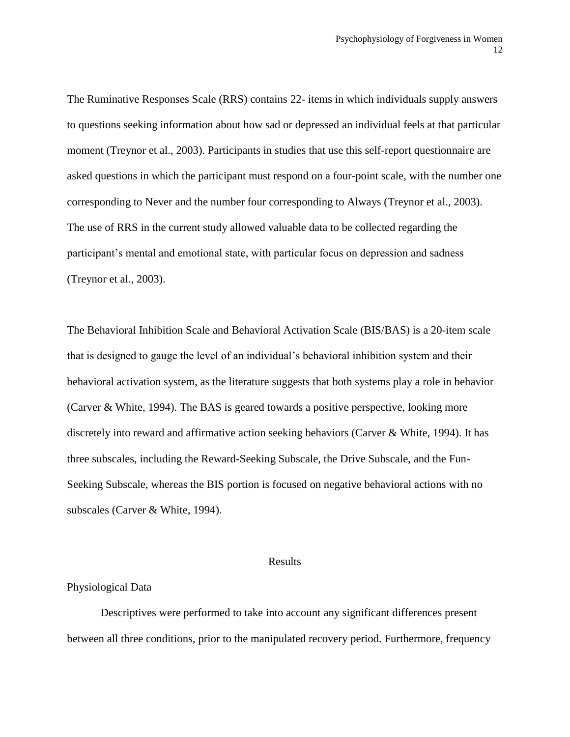The Ruminative Responses Scale (RRS) contains 22- items in which individuals supply answers to questions seeking information about how sad or depressed an individual feels at that particular moment (Treynor et al., 2003). Participants in studies that use this self-report questionnaire are asked questions in which the participant must respond on a four-point scale, with the number one corresponding to Never and the number four corresponding to Always (Treynor et al., 2003). The use of RRS in the current study allowed valuable data to be collected regarding the participant's mental and emotional state, with particular focus on depression and sadness (Treynor et al., 2003).

The Behavioral Inhibition Scale and Behavioral Activation Scale (BIS/BAS) is a 20-item scale that is designed to gauge the level of an individual's behavioral inhibition system and their behavioral activation system, as the literature suggests that both systems play a role in behavior (Carver & White, 1994). The BAS is geared towards a positive perspective, looking more discretely into reward and affirmative action seeking behaviors (Carver & White, 1994). It has three subscales, including the Reward-Seeking Subscale, the Drive Subscale, and the Fun-Seeking Subscale, whereas the BIS portion is focused on negative behavioral actions with no subscales (Carver & White, 1994).

## Results

### Physiological Data

Descriptives were performed to take into account any significant differences present between all three conditions, prior to the manipulated recovery period. Furthermore, frequency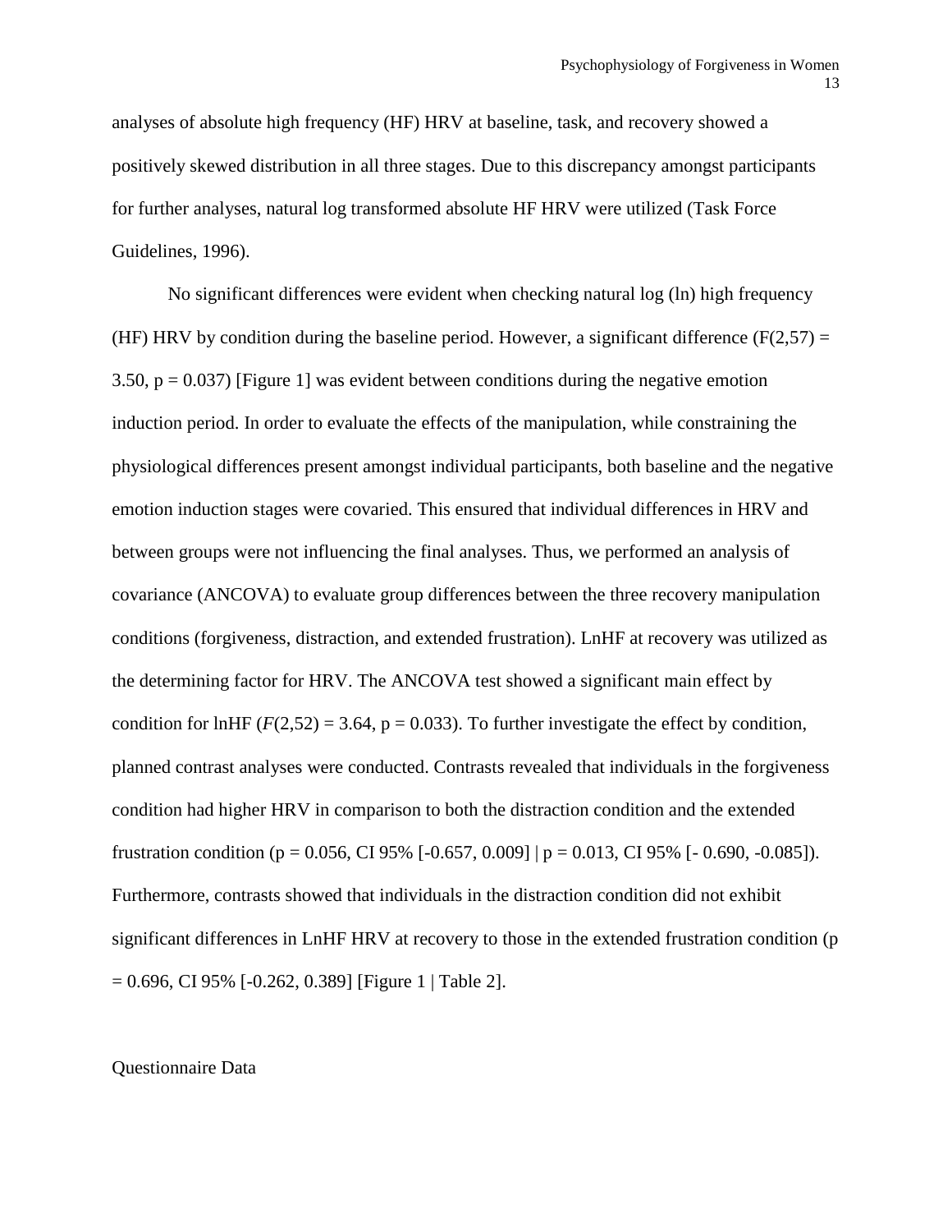analyses of absolute high frequency (HF) HRV at baseline, task, and recovery showed a positively skewed distribution in all three stages. Due to this discrepancy amongst participants for further analyses, natural log transformed absolute HF HRV were utilized (Task Force Guidelines, 1996).

No significant differences were evident when checking natural log (ln) high frequency (HF) HRV by condition during the baseline period. However, a significant difference ($F(2,57) = 3.50$, $p = 0.037$) [Figure 1] was evident between conditions during the negative emotion induction period. In order to evaluate the effects of the manipulation, while constraining the physiological differences present amongst individual participants, both baseline and the negative emotion induction stages were covaried. This ensured that individual differences in HRV and between groups were not influencing the final analyses. Thus, we performed an analysis of covariance (ANCOVA) to evaluate group differences between the three recovery manipulation conditions (forgiveness, distraction, and extended frustration). LnHF at recovery was utilized as the determining factor for HRV. The ANCOVA test showed a significant main effect by condition for lnHF ($F(2,52) = 3.64$, $p = 0.033$). To further investigate the effect by condition, planned contrast analyses were conducted. Contrasts revealed that individuals in the forgiveness condition had higher HRV in comparison to both the distraction condition and the extended frustration condition ($p = 0.056$, CI 95% [-0.657, 0.009] | $p = 0.013$, CI 95% [- 0.690, -0.085]). Furthermore, contrasts showed that individuals in the distraction condition did not exhibit significant differences in LnHF HRV at recovery to those in the extended frustration condition ($p = 0.696$, CI 95% [-0.262, 0.389] [Figure 1 | Table 2].

Questionnaire Data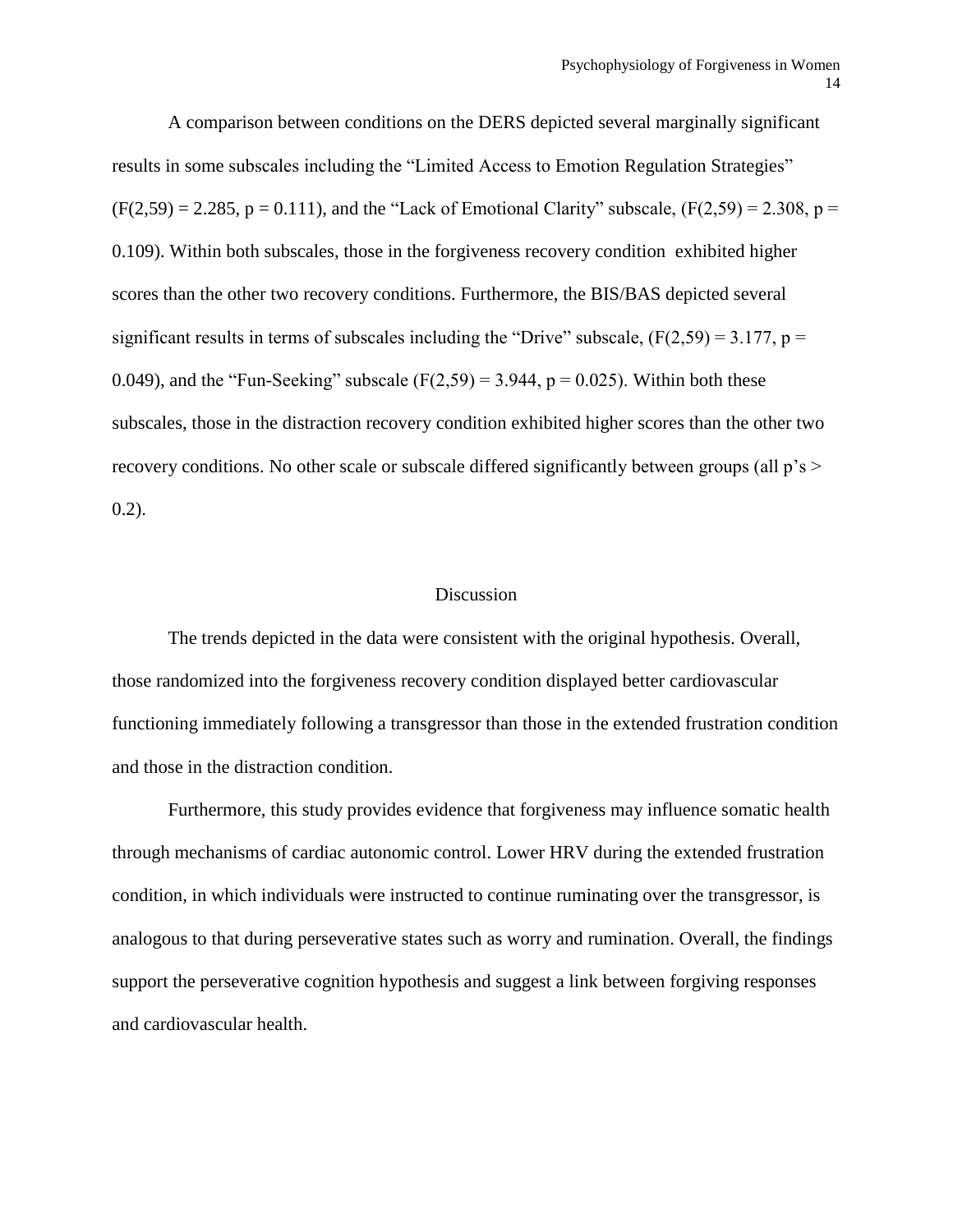A comparison between conditions on the DERS depicted several marginally significant results in some subscales including the "Limited Access to Emotion Regulation Strategies" ($F(2,59) = 2.285$, $p = 0.111$), and the "Lack of Emotional Clarity" subscale, ($F(2,59) = 2.308$, $p = 0.109$). Within both subscales, those in the forgiveness recovery condition exhibited higher scores than the other two recovery conditions. Furthermore, the BIS/BAS depicted several significant results in terms of subscales including the "Drive" subscale, ($F(2,59) = 3.177$, $p = 0.049$), and the "Fun-Seeking" subscale ($F(2,59) = 3.944$, $p = 0.025$). Within both these subscales, those in the distraction recovery condition exhibited higher scores than the other two recovery conditions. No other scale or subscale differed significantly between groups (all p's > 0.2).

# Discussion

The trends depicted in the data were consistent with the original hypothesis. Overall, those randomized into the forgiveness recovery condition displayed better cardiovascular functioning immediately following a transgressor than those in the extended frustration condition and those in the distraction condition.

Furthermore, this study provides evidence that forgiveness may influence somatic health through mechanisms of cardiac autonomic control. Lower HRV during the extended frustration condition, in which individuals were instructed to continue ruminating over the transgressor, is analogous to that during perseverative states such as worry and rumination. Overall, the findings support the perseverative cognition hypothesis and suggest a link between forgiving responses and cardiovascular health.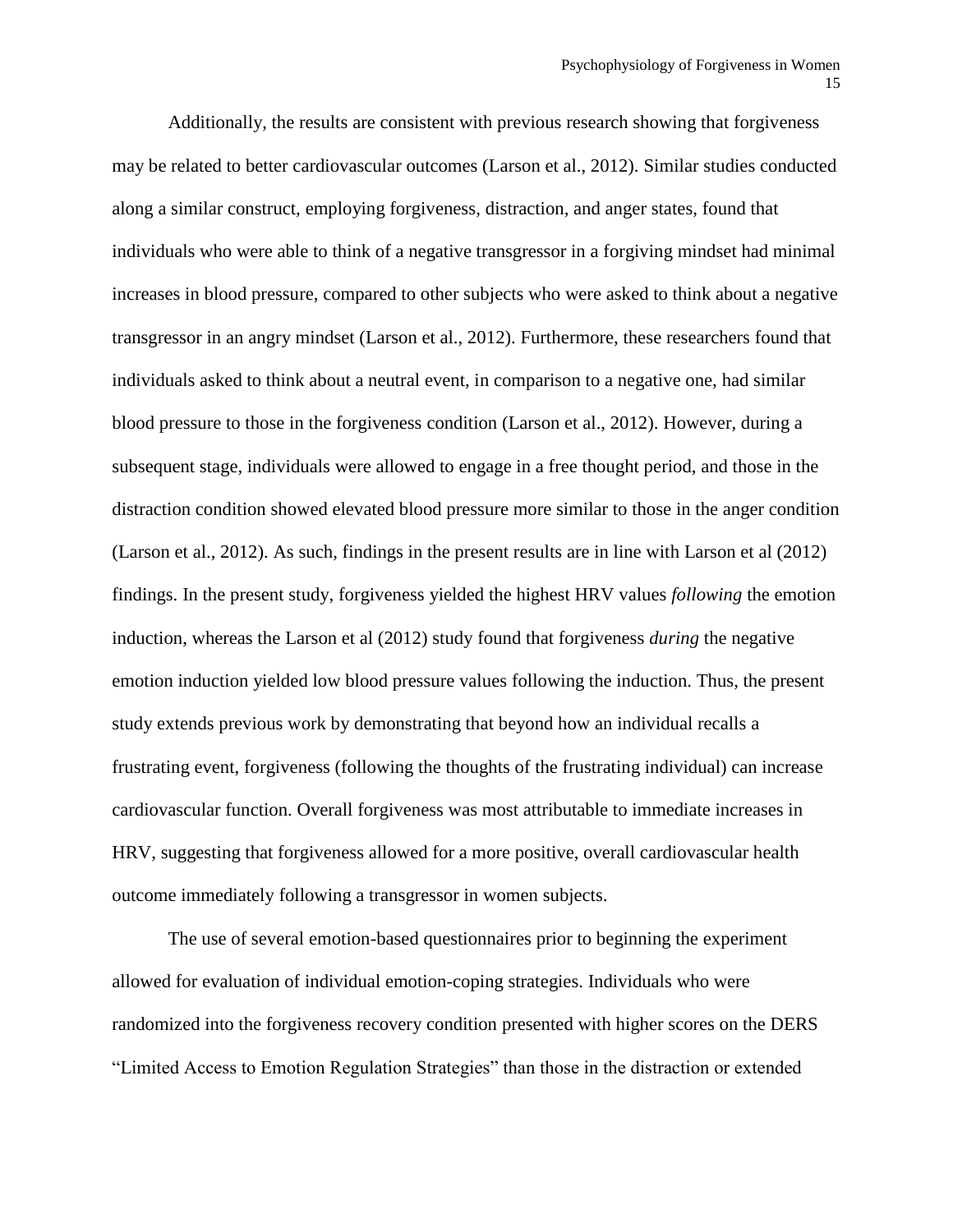Additionally, the results are consistent with previous research showing that forgiveness may be related to better cardiovascular outcomes (Larson et al., 2012). Similar studies conducted along a similar construct, employing forgiveness, distraction, and anger states, found that individuals who were able to think of a negative transgressor in a forgiving mindset had minimal increases in blood pressure, compared to other subjects who were asked to think about a negative transgressor in an angry mindset (Larson et al., 2012). Furthermore, these researchers found that individuals asked to think about a neutral event, in comparison to a negative one, had similar blood pressure to those in the forgiveness condition (Larson et al., 2012). However, during a subsequent stage, individuals were allowed to engage in a free thought period, and those in the distraction condition showed elevated blood pressure more similar to those in the anger condition (Larson et al., 2012). As such, findings in the present results are in line with Larson et al (2012) findings. In the present study, forgiveness yielded the highest HRV values *following* the emotion induction, whereas the Larson et al (2012) study found that forgiveness *during* the negative emotion induction yielded low blood pressure values following the induction. Thus, the present study extends previous work by demonstrating that beyond how an individual recalls a frustrating event, forgiveness (following the thoughts of the frustrating individual) can increase cardiovascular function. Overall forgiveness was most attributable to immediate increases in HRV, suggesting that forgiveness allowed for a more positive, overall cardiovascular health outcome immediately following a transgressor in women subjects.

The use of several emotion-based questionnaires prior to beginning the experiment allowed for evaluation of individual emotion-coping strategies. Individuals who were randomized into the forgiveness recovery condition presented with higher scores on the DERS "Limited Access to Emotion Regulation Strategies" than those in the distraction or extended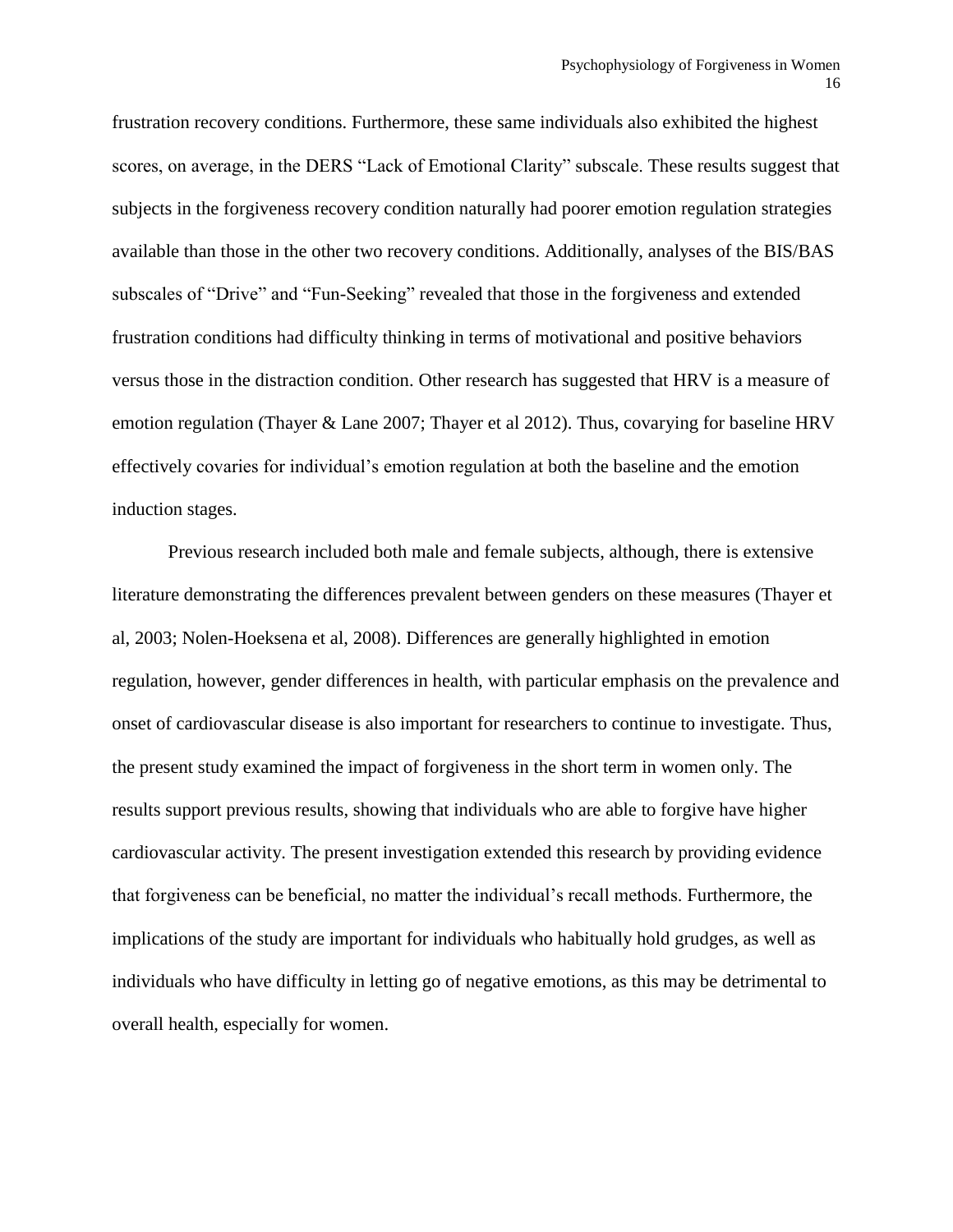frustration recovery conditions. Furthermore, these same individuals also exhibited the highest scores, on average, in the DERS "Lack of Emotional Clarity" subscale. These results suggest that subjects in the forgiveness recovery condition naturally had poorer emotion regulation strategies available than those in the other two recovery conditions. Additionally, analyses of the BIS/BAS subscales of "Drive" and "Fun-Seeking" revealed that those in the forgiveness and extended frustration conditions had difficulty thinking in terms of motivational and positive behaviors versus those in the distraction condition. Other research has suggested that HRV is a measure of emotion regulation (Thayer & Lane 2007; Thayer et al 2012). Thus, covarying for baseline HRV effectively covaries for individual's emotion regulation at both the baseline and the emotion induction stages.

Previous research included both male and female subjects, although, there is extensive literature demonstrating the differences prevalent between genders on these measures (Thayer et al, 2003; Nolen-Hoeksena et al, 2008). Differences are generally highlighted in emotion regulation, however, gender differences in health, with particular emphasis on the prevalence and onset of cardiovascular disease is also important for researchers to continue to investigate. Thus, the present study examined the impact of forgiveness in the short term in women only. The results support previous results, showing that individuals who are able to forgive have higher cardiovascular activity. The present investigation extended this research by providing evidence that forgiveness can be beneficial, no matter the individual's recall methods. Furthermore, the implications of the study are important for individuals who habitually hold grudges, as well as individuals who have difficulty in letting go of negative emotions, as this may be detrimental to overall health, especially for women.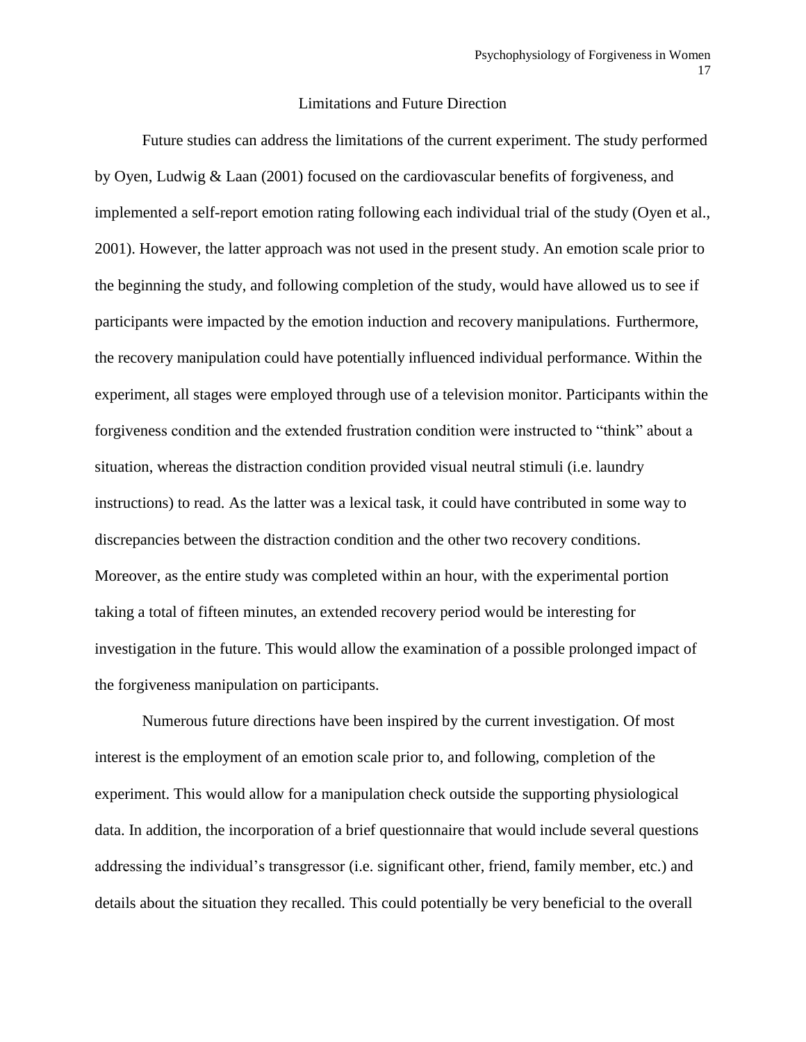## Limitations and Future Direction

Future studies can address the limitations of the current experiment. The study performed by Oyen, Ludwig & Laan (2001) focused on the cardiovascular benefits of forgiveness, and implemented a self-report emotion rating following each individual trial of the study (Oyen et al., 2001). However, the latter approach was not used in the present study. An emotion scale prior to the beginning the study, and following completion of the study, would have allowed us to see if participants were impacted by the emotion induction and recovery manipulations. Furthermore, the recovery manipulation could have potentially influenced individual performance. Within the experiment, all stages were employed through use of a television monitor. Participants within the forgiveness condition and the extended frustration condition were instructed to "think" about a situation, whereas the distraction condition provided visual neutral stimuli (i.e. laundry instructions) to read. As the latter was a lexical task, it could have contributed in some way to discrepancies between the distraction condition and the other two recovery conditions. Moreover, as the entire study was completed within an hour, with the experimental portion taking a total of fifteen minutes, an extended recovery period would be interesting for investigation in the future. This would allow the examination of a possible prolonged impact of the forgiveness manipulation on participants.

Numerous future directions have been inspired by the current investigation. Of most interest is the employment of an emotion scale prior to, and following, completion of the experiment. This would allow for a manipulation check outside the supporting physiological data. In addition, the incorporation of a brief questionnaire that would include several questions addressing the individual's transgressor (i.e. significant other, friend, family member, etc.) and details about the situation they recalled. This could potentially be very beneficial to the overall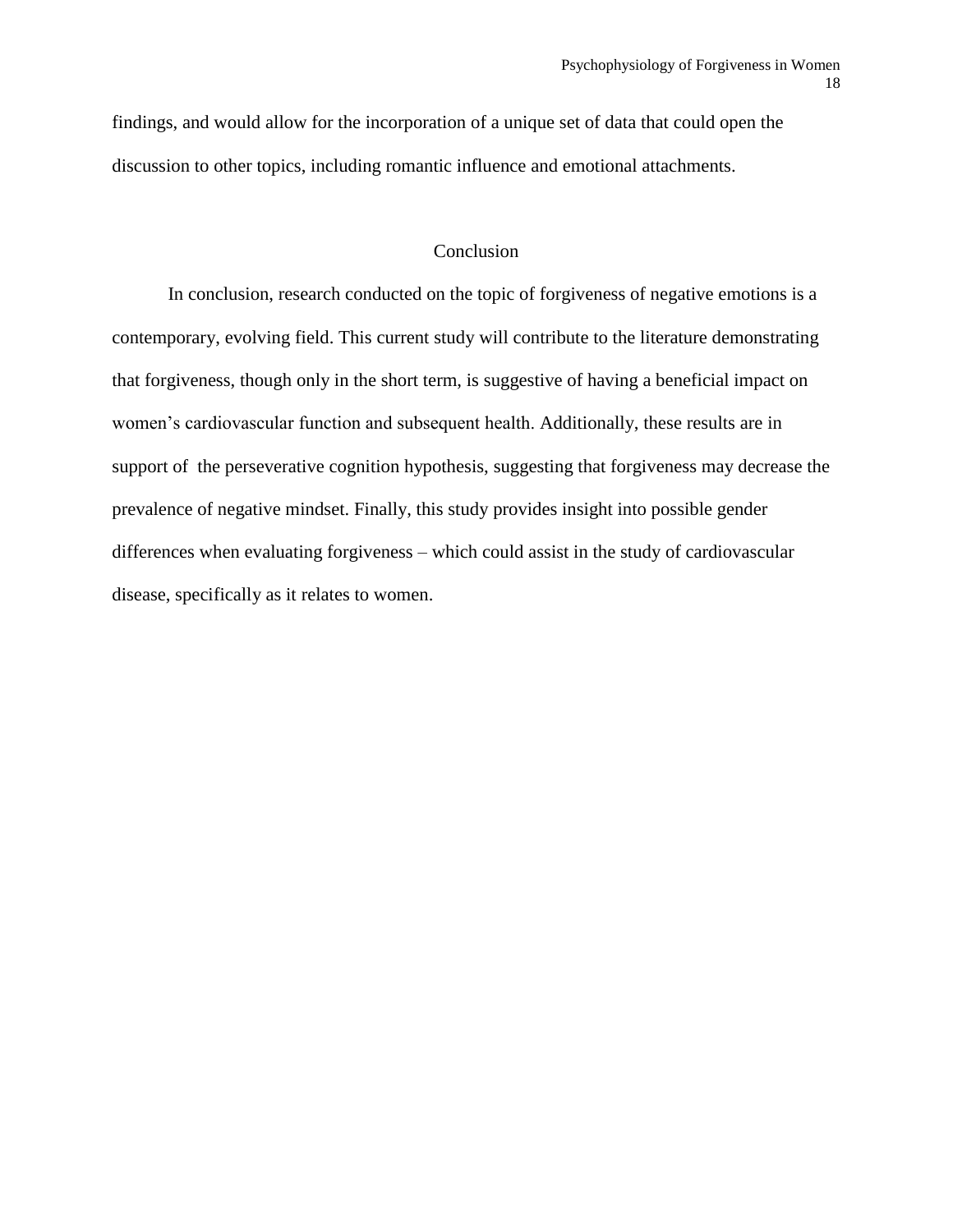findings, and would allow for the incorporation of a unique set of data that could open the discussion to other topics, including romantic influence and emotional attachments.

## Conclusion

In conclusion, research conducted on the topic of forgiveness of negative emotions is a contemporary, evolving field. This current study will contribute to the literature demonstrating that forgiveness, though only in the short term, is suggestive of having a beneficial impact on women's cardiovascular function and subsequent health. Additionally, these results are in support of the perseverative cognition hypothesis, suggesting that forgiveness may decrease the prevalence of negative mindset. Finally, this study provides insight into possible gender differences when evaluating forgiveness – which could assist in the study of cardiovascular disease, specifically as it relates to women.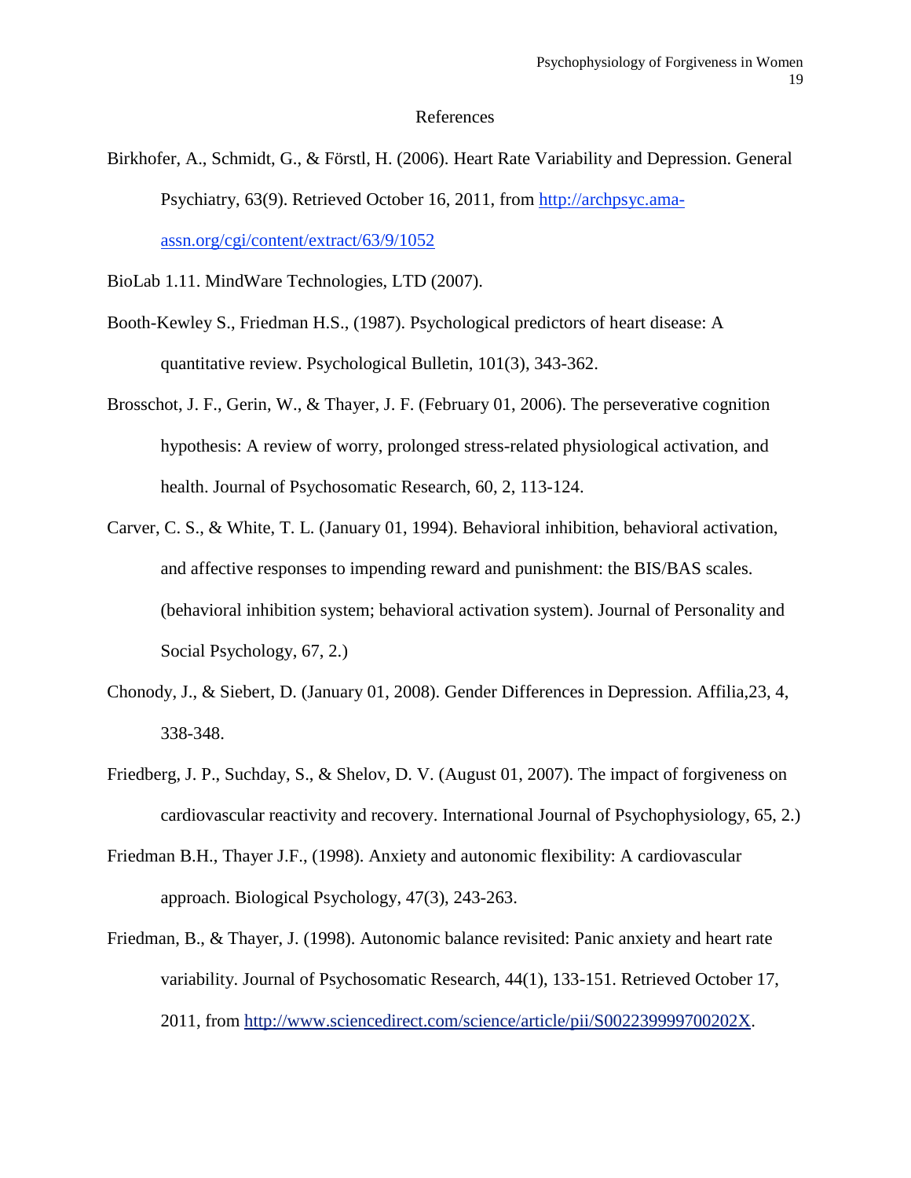## References

Birkhofer, A., Schmidt, G., & Förstl, H. (2006). Heart Rate Variability and Depression. General Psychiatry, 63(9). Retrieved October 16, 2011, from http://archpsyc.ama-assn.org/cgi/content/extract/63/9/1052

BioLab 1.11. MindWare Technologies, LTD (2007).

Booth-Kewley S., Friedman H.S., (1987). Psychological predictors of heart disease: A quantitative review. Psychological Bulletin, 101(3), 343-362.

Brosschot, J. F., Gerin, W., & Thayer, J. F. (February 01, 2006). The perseverative cognition hypothesis: A review of worry, prolonged stress-related physiological activation, and health. Journal of Psychosomatic Research, 60, 2, 113-124.

Carver, C. S., & White, T. L. (January 01, 1994). Behavioral inhibition, behavioral activation, and affective responses to impending reward and punishment: the BIS/BAS scales. (behavioral inhibition system; behavioral activation system). Journal of Personality and Social Psychology, 67, 2.)

Chonody, J., & Siebert, D. (January 01, 2008). Gender Differences in Depression. Affilia,23, 4, 338-348.

Friedberg, J. P., Suchday, S., & Shelov, D. V. (August 01, 2007). The impact of forgiveness on cardiovascular reactivity and recovery. International Journal of Psychophysiology, 65, 2.)

Friedman B.H., Thayer J.F., (1998). Anxiety and autonomic flexibility: A cardiovascular approach. Biological Psychology, 47(3), 243-263.

Friedman, B., & Thayer, J. (1998). Autonomic balance revisited: Panic anxiety and heart rate variability. Journal of Psychosomatic Research, 44(1), 133-151. Retrieved October 17, 2011, from http://www.sciencedirect.com/science/article/pii/S002239999700202X.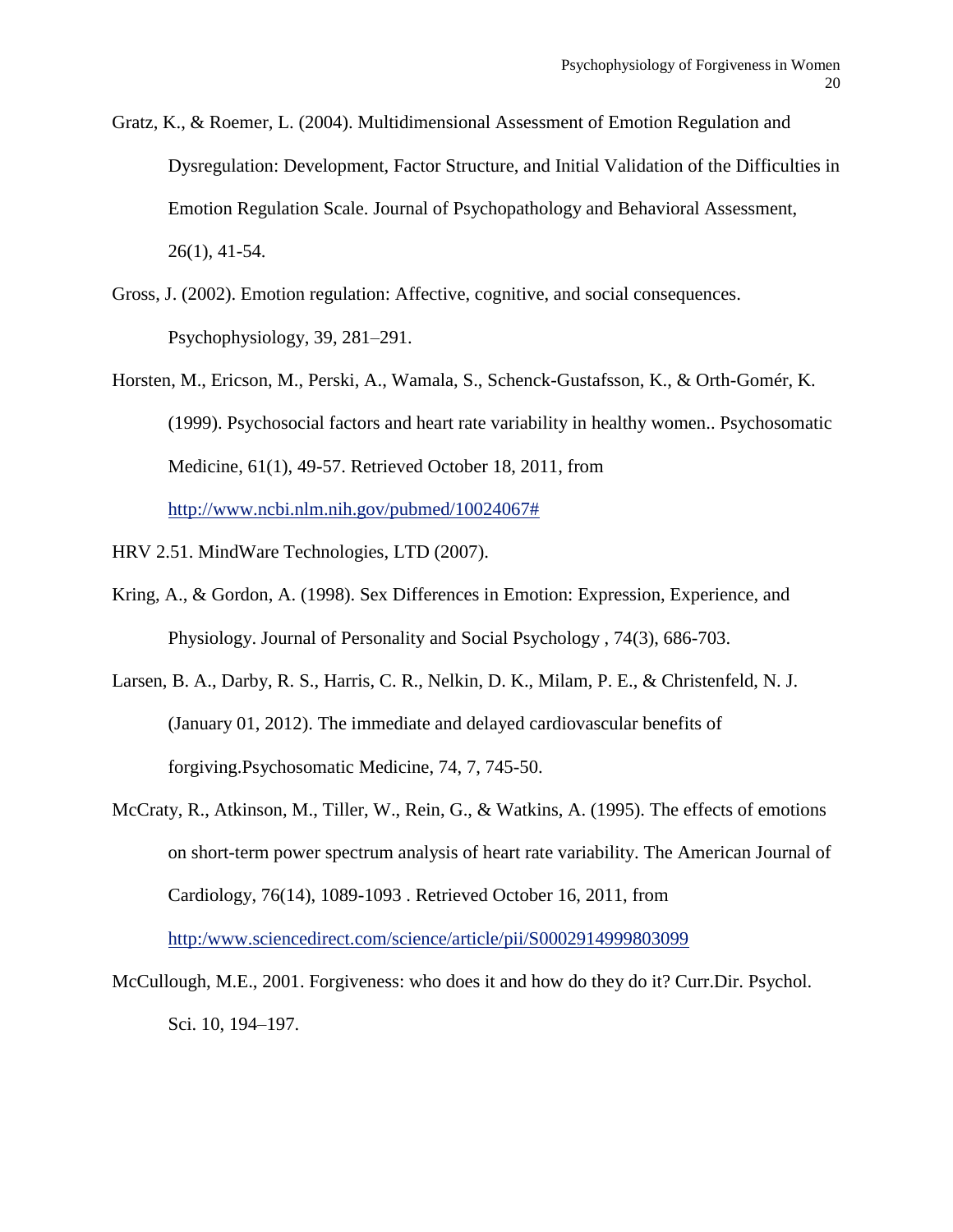Gratz, K., & Roemer, L. (2004). Multidimensional Assessment of Emotion Regulation and Dysregulation: Development, Factor Structure, and Initial Validation of the Difficulties in Emotion Regulation Scale. Journal of Psychopathology and Behavioral Assessment, 26(1), 41-54.

Gross, J. (2002). Emotion regulation: Affective, cognitive, and social consequences. Psychophysiology, 39, 281–291.

Horsten, M., Ericson, M., Perski, A., Wamala, S., Schenck-Gustafsson, K., & Orth-Gomér, K. (1999). Psychosocial factors and heart rate variability in healthy women.. Psychosomatic Medicine, 61(1), 49-57. Retrieved October 18, 2011, from http://www.ncbi.nlm.nih.gov/pubmed/10024067#

HRV 2.51. MindWare Technologies, LTD (2007).

Kring, A., & Gordon, A. (1998). Sex Differences in Emotion: Expression, Experience, and Physiology. Journal of Personality and Social Psychology , 74(3), 686-703.

Larsen, B. A., Darby, R. S., Harris, C. R., Nelkin, D. K., Milam, P. E., & Christenfeld, N. J. (January 01, 2012). The immediate and delayed cardiovascular benefits of forgiving.Psychosomatic Medicine, 74, 7, 745-50.

McCraty, R., Atkinson, M., Tiller, W., Rein, G., & Watkins, A. (1995). The effects of emotions on short-term power spectrum analysis of heart rate variability. The American Journal of Cardiology, 76(14), 1089-1093 . Retrieved October 16, 2011, from http:/www.sciencedirect.com/science/article/pii/S0002914999803099

McCullough, M.E., 2001. Forgiveness: who does it and how do they do it? Curr.Dir. Psychol. Sci. 10, 194–197.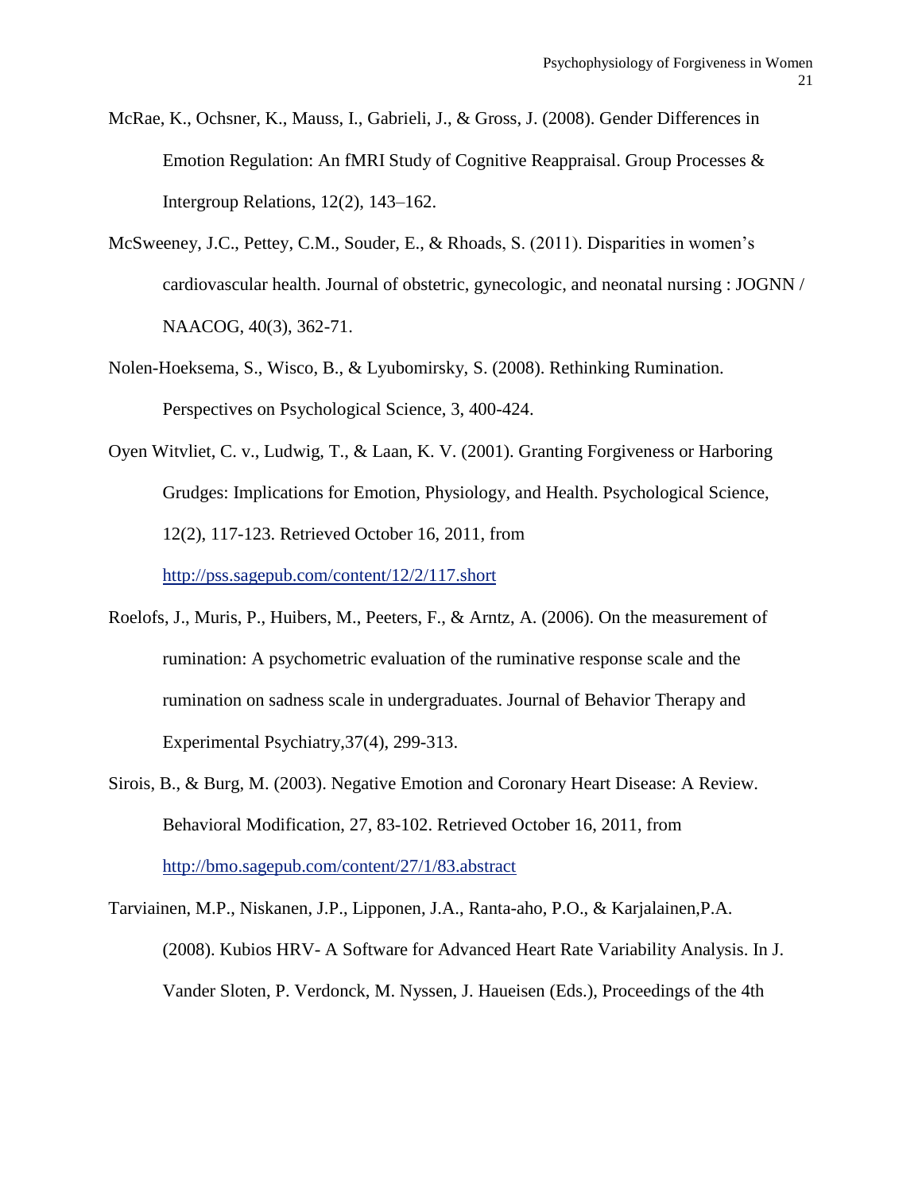McRae, K., Ochsner, K., Mauss, I., Gabrieli, J., & Gross, J. (2008). Gender Differences in Emotion Regulation: An fMRI Study of Cognitive Reappraisal. Group Processes & Intergroup Relations, 12(2), 143–162.

McSweeney, J.C., Pettey, C.M., Souder, E., & Rhoads, S. (2011). Disparities in women's cardiovascular health. Journal of obstetric, gynecologic, and neonatal nursing : JOGNN / NAACOG, 40(3), 362-71.

Nolen-Hoeksema, S., Wisco, B., & Lyubomirsky, S. (2008). Rethinking Rumination. Perspectives on Psychological Science, 3, 400-424.

Oyen Witvliet, C. v., Ludwig, T., & Laan, K. V. (2001). Granting Forgiveness or Harboring Grudges: Implications for Emotion, Physiology, and Health. Psychological Science, 12(2), 117-123. Retrieved October 16, 2011, from http://pss.sagepub.com/content/12/2/117.short

Roelofs, J., Muris, P., Huibers, M., Peeters, F., & Arntz, A. (2006). On the measurement of rumination: A psychometric evaluation of the ruminative response scale and the rumination on sadness scale in undergraduates. Journal of Behavior Therapy and Experimental Psychiatry,37(4), 299-313.

Sirois, B., & Burg, M. (2003). Negative Emotion and Coronary Heart Disease: A Review. Behavioral Modification, 27, 83-102. Retrieved October 16, 2011, from http://bmo.sagepub.com/content/27/1/83.abstract

Tarviainen, M.P., Niskanen, J.P., Lipponen, J.A., Ranta-aho, P.O., & Karjalainen,P.A. (2008). Kubios HRV- A Software for Advanced Heart Rate Variability Analysis. In J. Vander Sloten, P. Verdonck, M. Nyssen, J. Haueisen (Eds.), Proceedings of the 4th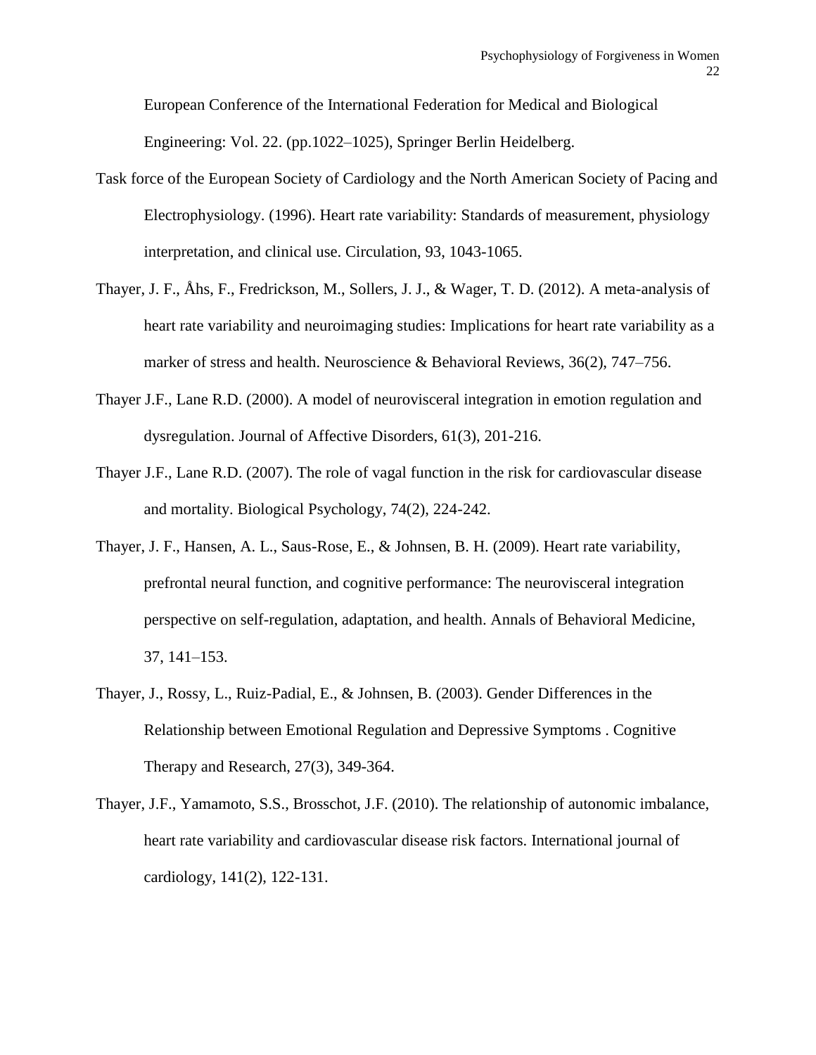European Conference of the International Federation for Medical and Biological Engineering: Vol. 22. (pp.1022–1025), Springer Berlin Heidelberg.

Task force of the European Society of Cardiology and the North American Society of Pacing and Electrophysiology. (1996). Heart rate variability: Standards of measurement, physiology interpretation, and clinical use. Circulation, 93, 1043-1065.

Thayer, J. F., Åhs, F., Fredrickson, M., Sollers, J. J., & Wager, T. D. (2012). A meta-analysis of heart rate variability and neuroimaging studies: Implications for heart rate variability as a marker of stress and health. Neuroscience & Behavioral Reviews, 36(2), 747–756.

Thayer J.F., Lane R.D. (2000). A model of neurovisceral integration in emotion regulation and dysregulation. Journal of Affective Disorders, 61(3), 201-216.

Thayer J.F., Lane R.D. (2007). The role of vagal function in the risk for cardiovascular disease and mortality. Biological Psychology, 74(2), 224-242.

Thayer, J. F., Hansen, A. L., Saus-Rose, E., & Johnsen, B. H. (2009). Heart rate variability, prefrontal neural function, and cognitive performance: The neurovisceral integration perspective on self-regulation, adaptation, and health. Annals of Behavioral Medicine, 37, 141–153.

Thayer, J., Rossy, L., Ruiz-Padial, E., & Johnsen, B. (2003). Gender Differences in the Relationship between Emotional Regulation and Depressive Symptoms . Cognitive Therapy and Research, 27(3), 349-364.

Thayer, J.F., Yamamoto, S.S., Brosschot, J.F. (2010). The relationship of autonomic imbalance, heart rate variability and cardiovascular disease risk factors. International journal of cardiology, 141(2), 122-131.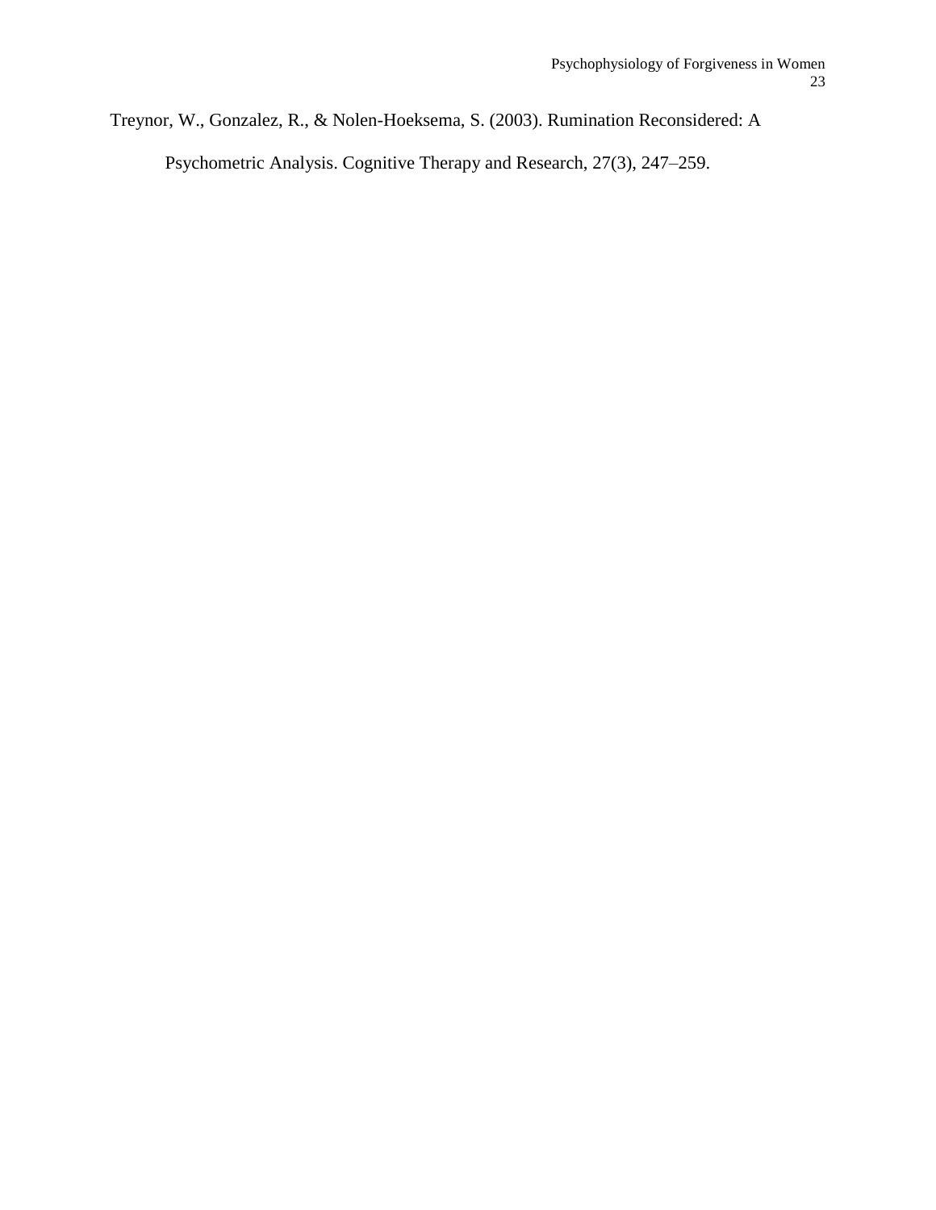Treynor, W., Gonzalez, R., & Nolen-Hoeksema, S. (2003). Rumination Reconsidered: A Psychometric Analysis. Cognitive Therapy and Research, 27(3), 247–259.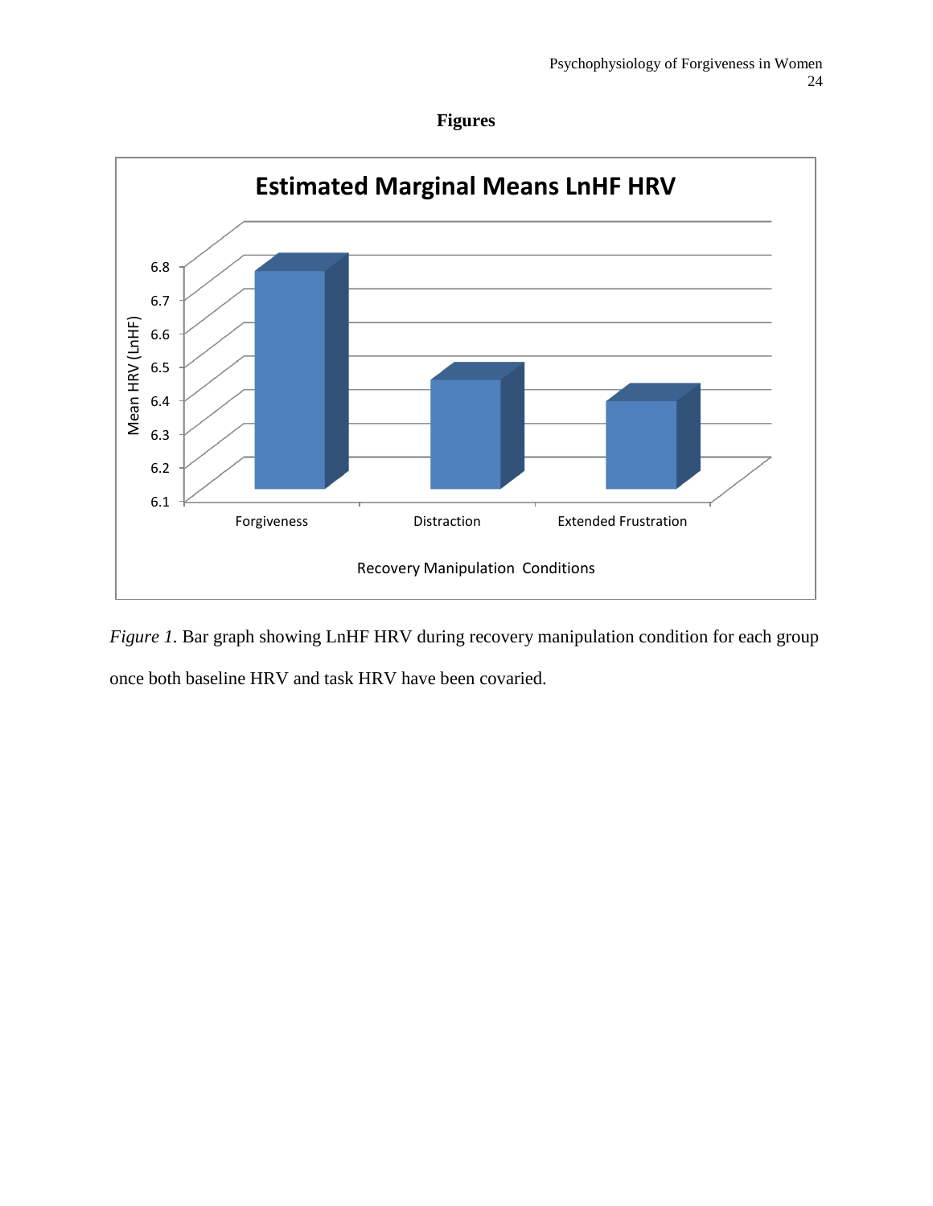# Figures

Estimated Marginal Means LnHF HRV

Mean HRV (LnHF)

6.8
6.7
6.6
6.5
6.4
6.3
6.2
6.1

Forgiveness

Distraction

Extended Frustration

Recovery Manipulation Conditions

*Figure 1.* Bar graph showing LnHF HRV during recovery manipulation condition for each group once both baseline HRV and task HRV have been covaried.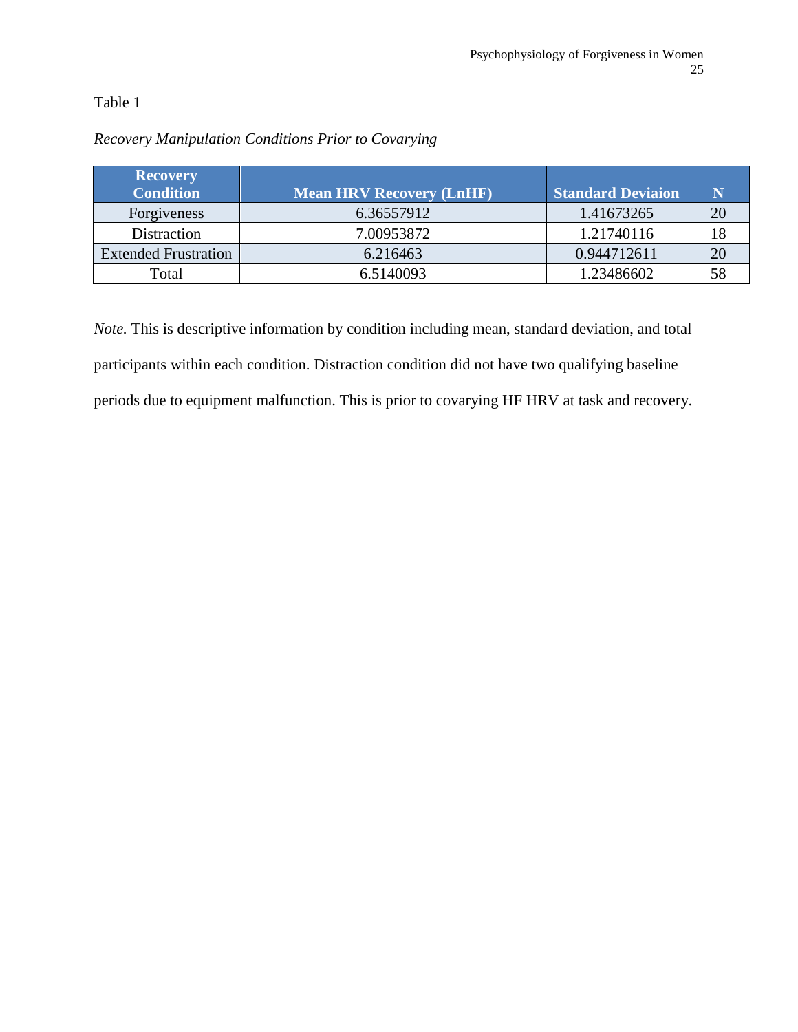Table 1

*Recovery Manipulation Conditions Prior to Covarying*

| Recovery Condition | Mean HRV Recovery (LnHF) | Standard Deviaion | N |
|---|---|---|---|
| Forgiveness | 6.36557912 | 1.41673265 | 20 |
| Distraction | 7.00953872 | 1.21740116 | 18 |
| Extended Frustration | 6.216463 | 0.944712611 | 20 |
| Total | 6.5140093 | 1.23486602 | 58 |

*Note.* This is descriptive information by condition including mean, standard deviation, and total participants within each condition. Distraction condition did not have two qualifying baseline periods due to equipment malfunction. This is prior to covarying HF HRV at task and recovery.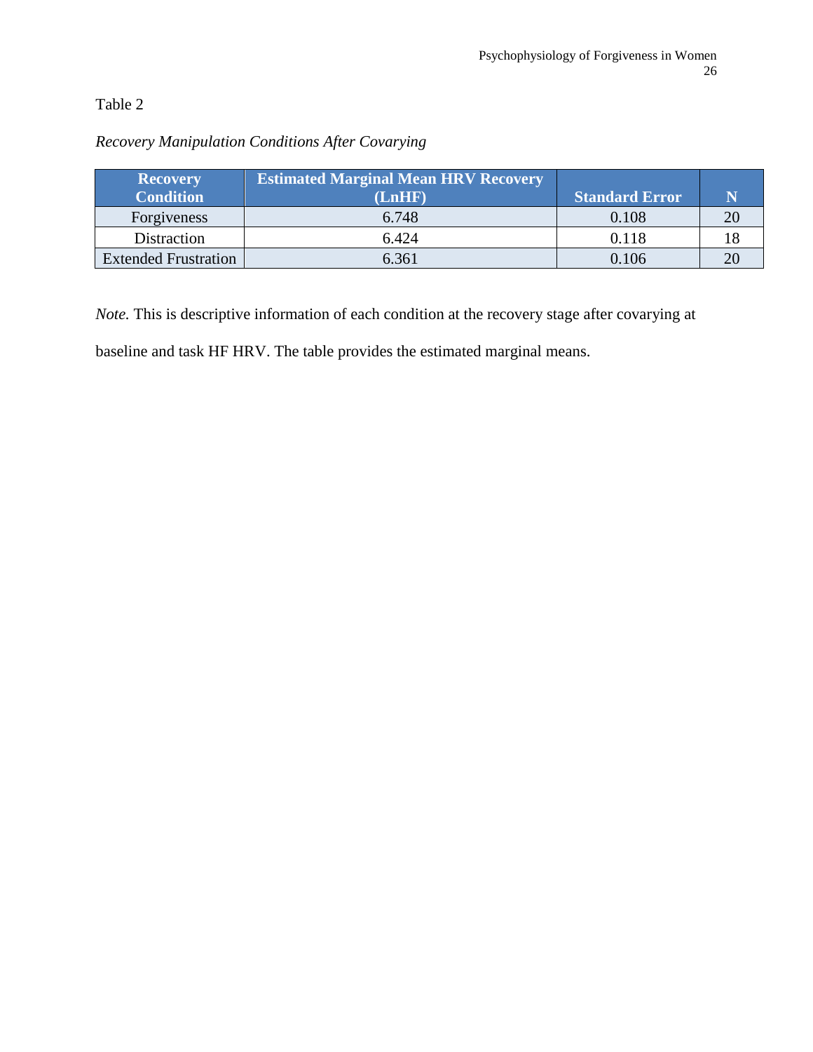Table 2

*Recovery Manipulation Conditions After Covarying*

| Recovery Condition | Estimated Marginal Mean HRV Recovery (LnHF) | Standard Error | N |
|---|---|---|---|
| Forgiveness | 6.748 | 0.108 | 20 |
| Distraction | 6.424 | 0.118 | 18 |
| Extended Frustration | 6.361 | 0.106 | 20 |

*Note.* This is descriptive information of each condition at the recovery stage after covarying at baseline and task HF HRV. The table provides the estimated marginal means.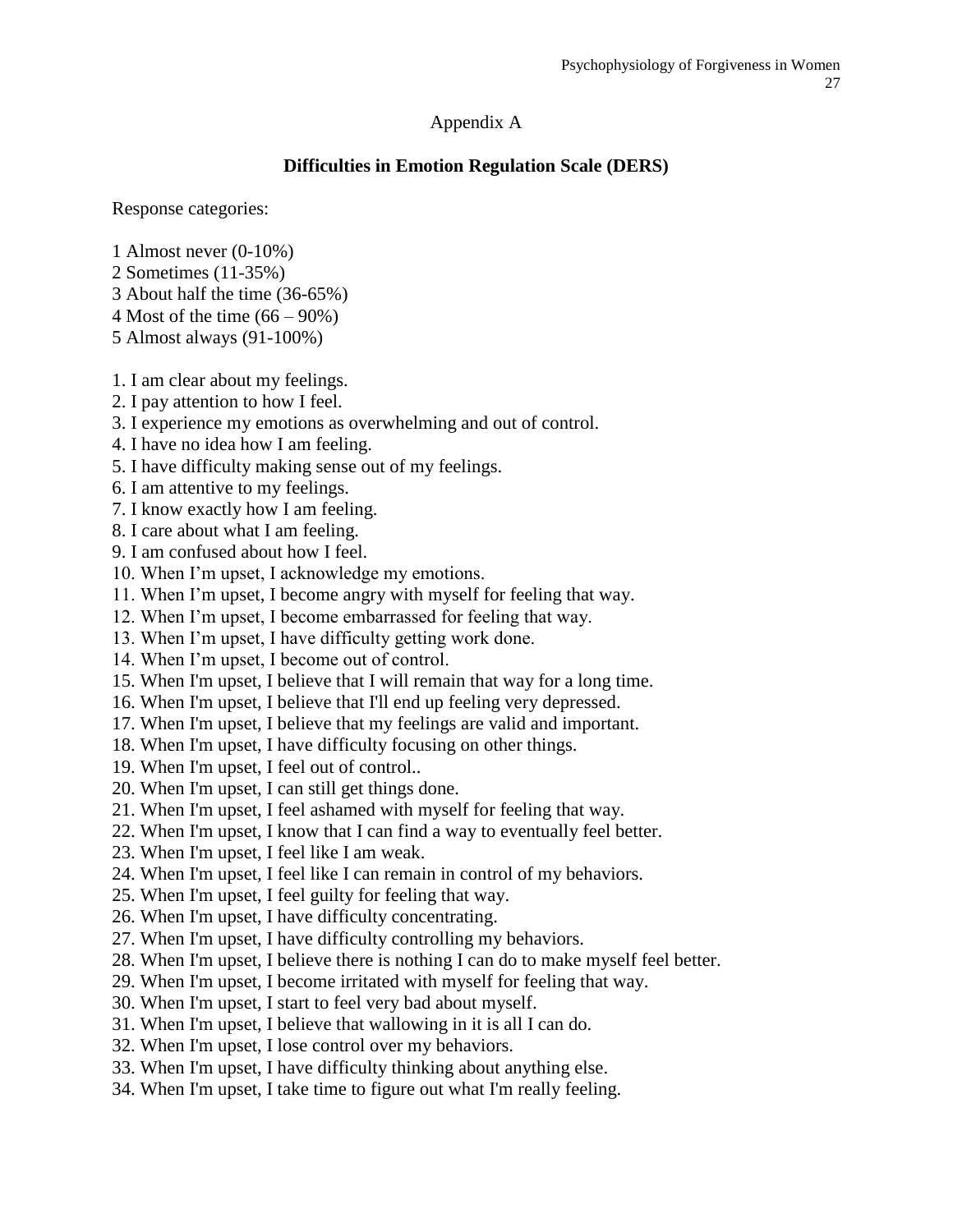## Appendix A

### Difficulties in Emotion Regulation Scale (DERS)

Response categories:

1 Almost never (0-10%)
2 Sometimes (11-35%)
3 About half the time (36-65%)
4 Most of the time (66 – 90%)
5 Almost always (91-100%)

1. I am clear about my feelings.
2. I pay attention to how I feel.
3. I experience my emotions as overwhelming and out of control.
4. I have no idea how I am feeling.
5. I have difficulty making sense out of my feelings.
6. I am attentive to my feelings.
7. I know exactly how I am feeling.
8. I care about what I am feeling.
9. I am confused about how I feel.
10. When I'm upset, I acknowledge my emotions.
11. When I'm upset, I become angry with myself for feeling that way.
12. When I'm upset, I become embarrassed for feeling that way.
13. When I'm upset, I have difficulty getting work done.
14. When I'm upset, I become out of control.
15. When I'm upset, I believe that I will remain that way for a long time.
16. When I'm upset, I believe that I'll end up feeling very depressed.
17. When I'm upset, I believe that my feelings are valid and important.
18. When I'm upset, I have difficulty focusing on other things.
19. When I'm upset, I feel out of control..
20. When I'm upset, I can still get things done.
21. When I'm upset, I feel ashamed with myself for feeling that way.
22. When I'm upset, I know that I can find a way to eventually feel better.
23. When I'm upset, I feel like I am weak.
24. When I'm upset, I feel like I can remain in control of my behaviors.
25. When I'm upset, I feel guilty for feeling that way.
26. When I'm upset, I have difficulty concentrating.
27. When I'm upset, I have difficulty controlling my behaviors.
28. When I'm upset, I believe there is nothing I can do to make myself feel better.
29. When I'm upset, I become irritated with myself for feeling that way.
30. When I'm upset, I start to feel very bad about myself.
31. When I'm upset, I believe that wallowing in it is all I can do.
32. When I'm upset, I lose control over my behaviors.
33. When I'm upset, I have difficulty thinking about anything else.
34. When I'm upset, I take time to figure out what I'm really feeling.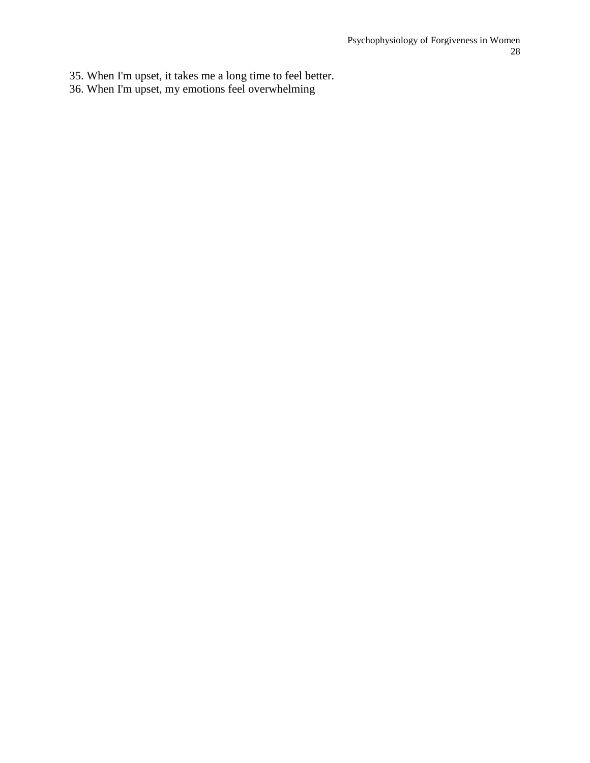35. When I'm upset, it takes me a long time to feel better.
36. When I'm upset, my emotions feel overwhelming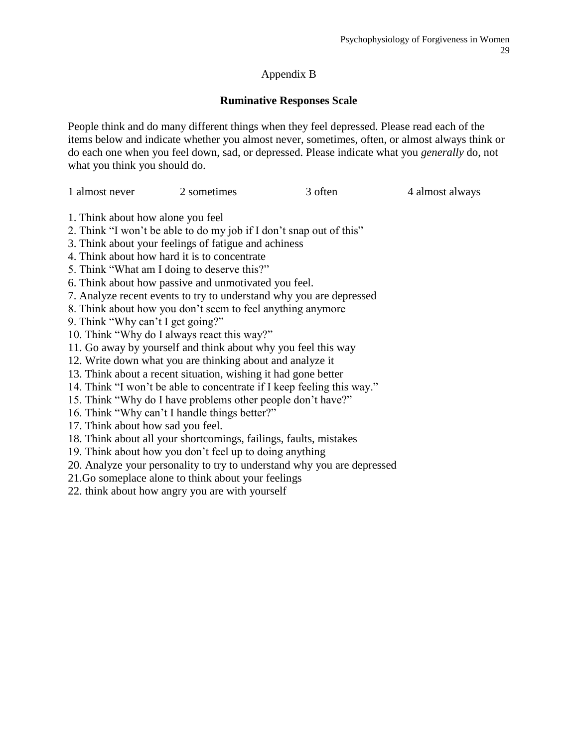Appendix B

**Ruminative Responses Scale**

People think and do many different things when they feel depressed. Please read each of the items below and indicate whether you almost never, sometimes, often, or almost always think or do each one when you feel down, sad, or depressed. Please indicate what you *generally* do, not what you think you should do.

1 almost never 2 sometimes 3 often 4 almost always

1. Think about how alone you feel
2. Think "I won't be able to do my job if I don't snap out of this"
3. Think about your feelings of fatigue and achiness
4. Think about how hard it is to concentrate
5. Think "What am I doing to deserve this?"
6. Think about how passive and unmotivated you feel.
7. Analyze recent events to try to understand why you are depressed
8. Think about how you don't seem to feel anything anymore
9. Think "Why can't I get going?"
10. Think "Why do I always react this way?"
11. Go away by yourself and think about why you feel this way
12. Write down what you are thinking about and analyze it
13. Think about a recent situation, wishing it had gone better
14. Think "I won't be able to concentrate if I keep feeling this way."
15. Think "Why do I have problems other people don't have?"
16. Think "Why can't I handle things better?"
17. Think about how sad you feel.
18. Think about all your shortcomings, failings, faults, mistakes
19. Think about how you don't feel up to doing anything
20. Analyze your personality to try to understand why you are depressed
21. Go someplace alone to think about your feelings
22. think about how angry you are with yourself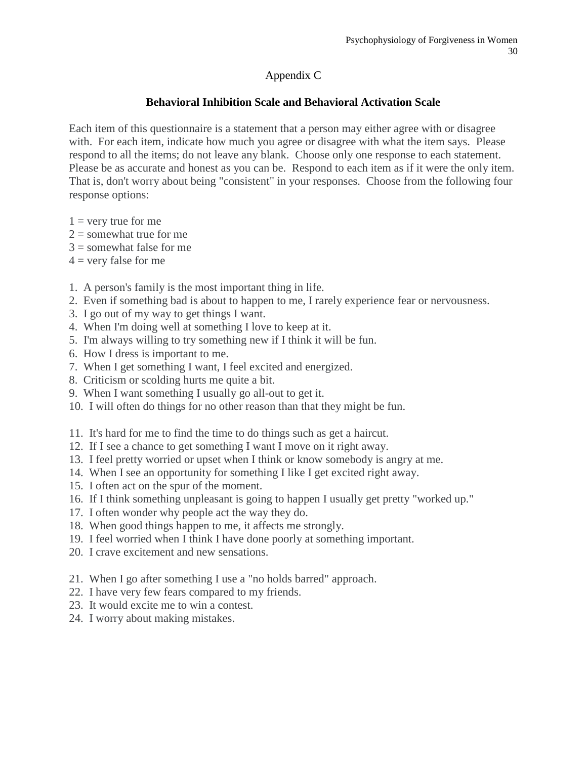# Appendix C

## Behavioral Inhibition Scale and Behavioral Activation Scale

Each item of this questionnaire is a statement that a person may either agree with or disagree with. For each item, indicate how much you agree or disagree with what the item says. Please respond to all the items; do not leave any blank. Choose only one response to each statement. Please be as accurate and honest as you can be. Respond to each item as if it were the only item. That is, don't worry about being "consistent" in your responses. Choose from the following four response options:

1 = very true for me
2 = somewhat true for me
3 = somewhat false for me
4 = very false for me

1. A person's family is the most important thing in life.
2. Even if something bad is about to happen to me, I rarely experience fear or nervousness.
3. I go out of my way to get things I want.
4. When I'm doing well at something I love to keep at it.
5. I'm always willing to try something new if I think it will be fun.
6. How I dress is important to me.
7. When I get something I want, I feel excited and energized.
8. Criticism or scolding hurts me quite a bit.
9. When I want something I usually go all-out to get it.
10. I will often do things for no other reason than that they might be fun.

11. It's hard for me to find the time to do things such as get a haircut.
12. If I see a chance to get something I want I move on it right away.
13. I feel pretty worried or upset when I think or know somebody is angry at me.
14. When I see an opportunity for something I like I get excited right away.
15. I often act on the spur of the moment.
16. If I think something unpleasant is going to happen I usually get pretty "worked up."
17. I often wonder why people act the way they do.
18. When good things happen to me, it affects me strongly.
19. I feel worried when I think I have done poorly at something important.
20. I crave excitement and new sensations.

21. When I go after something I use a "no holds barred" approach.
22. I have very few fears compared to my friends.
23. It would excite me to win a contest.
24. I worry about making mistakes.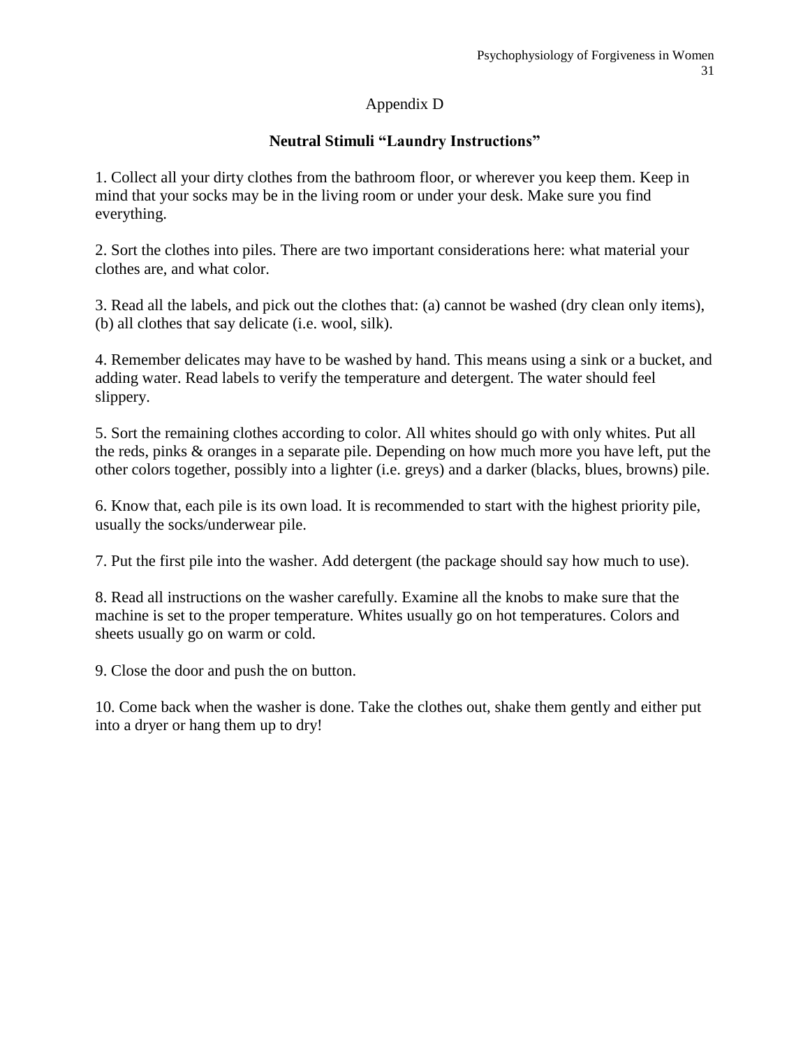Appendix D

## Neutral Stimuli "Laundry Instructions"

1. Collect all your dirty clothes from the bathroom floor, or wherever you keep them. Keep in mind that your socks may be in the living room or under your desk. Make sure you find everything.

2. Sort the clothes into piles. There are two important considerations here: what material your clothes are, and what color.

3. Read all the labels, and pick out the clothes that: (a) cannot be washed (dry clean only items), (b) all clothes that say delicate (i.e. wool, silk).

4. Remember delicates may have to be washed by hand. This means using a sink or a bucket, and adding water. Read labels to verify the temperature and detergent. The water should feel slippery.

5. Sort the remaining clothes according to color. All whites should go with only whites. Put all the reds, pinks & oranges in a separate pile. Depending on how much more you have left, put the other colors together, possibly into a lighter (i.e. greys) and a darker (blacks, blues, browns) pile.

6. Know that, each pile is its own load. It is recommended to start with the highest priority pile, usually the socks/underwear pile.

7. Put the first pile into the washer. Add detergent (the package should say how much to use).

8. Read all instructions on the washer carefully. Examine all the knobs to make sure that the machine is set to the proper temperature. Whites usually go on hot temperatures. Colors and sheets usually go on warm or cold.

9. Close the door and push the on button.

10. Come back when the washer is done. Take the clothes out, shake them gently and either put into a dryer or hang them up to dry!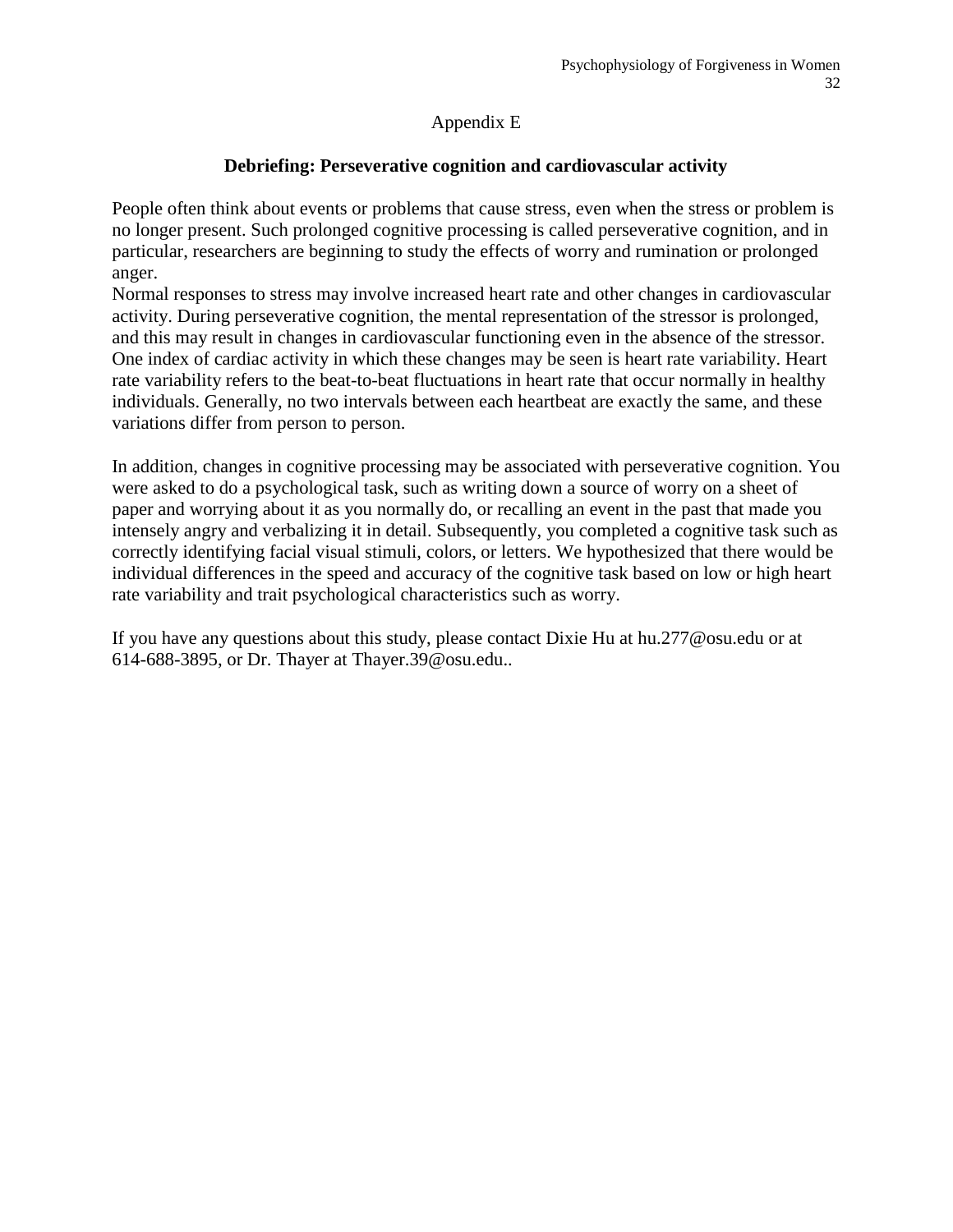# Appendix E

## Debriefing: Perseverative cognition and cardiovascular activity

People often think about events or problems that cause stress, even when the stress or problem is no longer present. Such prolonged cognitive processing is called perseverative cognition, and in particular, researchers are beginning to study the effects of worry and rumination or prolonged anger.
Normal responses to stress may involve increased heart rate and other changes in cardiovascular activity. During perseverative cognition, the mental representation of the stressor is prolonged, and this may result in changes in cardiovascular functioning even in the absence of the stressor. One index of cardiac activity in which these changes may be seen is heart rate variability. Heart rate variability refers to the beat-to-beat fluctuations in heart rate that occur normally in healthy individuals. Generally, no two intervals between each heartbeat are exactly the same, and these variations differ from person to person.

In addition, changes in cognitive processing may be associated with perseverative cognition. You were asked to do a psychological task, such as writing down a source of worry on a sheet of paper and worrying about it as you normally do, or recalling an event in the past that made you intensely angry and verbalizing it in detail. Subsequently, you completed a cognitive task such as correctly identifying facial visual stimuli, colors, or letters. We hypothesized that there would be individual differences in the speed and accuracy of the cognitive task based on low or high heart rate variability and trait psychological characteristics such as worry.

If you have any questions about this study, please contact Dixie Hu at hu.277@osu.edu or at 614-688-3895, or Dr. Thayer at Thayer.39@osu.edu..